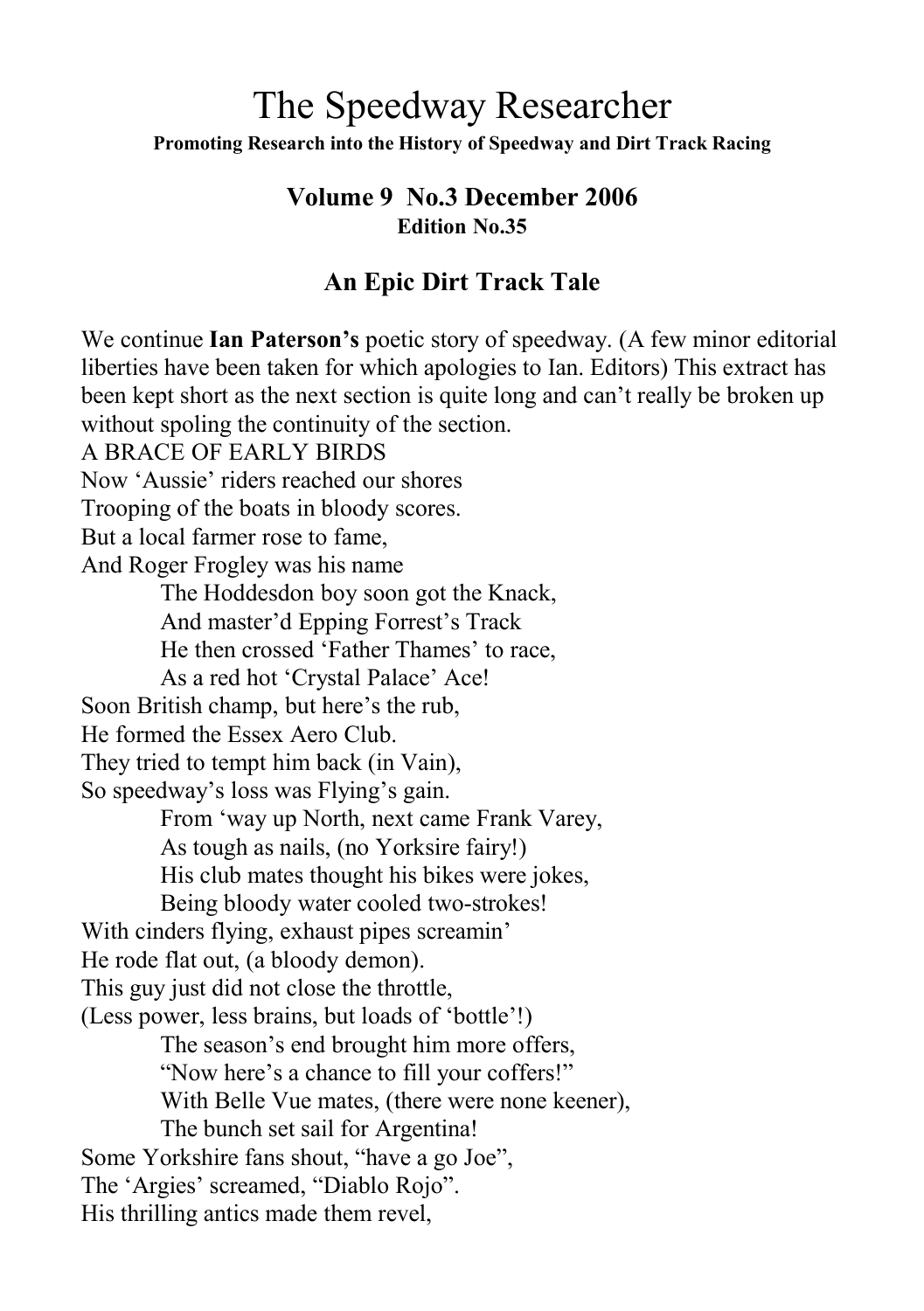# The Speedway Researcher

**Promoting Research into the History of Speedway and Dirt Track Racing**

### Volume 9 No.3 December 2006
**Edition No.35**

## An Epic Dirt Track Tale

We continue **Ian Paterson's** poetic story of speedway. (A few minor editorial liberties have been taken for which apologies to Ian. Editors) This extract has been kept short as the next section is quite long and can't really be broken up without spoling the continuity of the section.

A BRACE OF EARLY BIRDS

Now 'Aussie' riders reached our shores
Trooping of the boats in bloody scores.
But a local farmer rose to fame,
And Roger Frogley was his name

> The Hoddesdon boy soon got the Knack,
> And master'd Epping Forrest's Track
> He then crossed 'Father Thames' to race,
> As a red hot 'Crystal Palace' Ace!

Soon British champ, but here's the rub,
He formed the Essex Aero Club.
They tried to tempt him back (in Vain),
So speedway's loss was Flying's gain.

> From 'way up North, next came Frank Varey,
> As tough as nails, (no Yorksire fairy!)
> His club mates thought his bikes were jokes,
> Being bloody water cooled two-strokes!

With cinders flying, exhaust pipes screamin'
He rode flat out, (a bloody demon).
This guy just did not close the throttle,
(Less power, less brains, but loads of 'bottle'!)

> The season's end brought him more offers,
> "Now here's a chance to fill your coffers!"
> With Belle Vue mates, (there were none keener),
> The bunch set sail for Argentina!

Some Yorkshire fans shout, "have a go Joe",
The 'Argies' screamed, "Diablo Rojo".
His thrilling antics made them revel,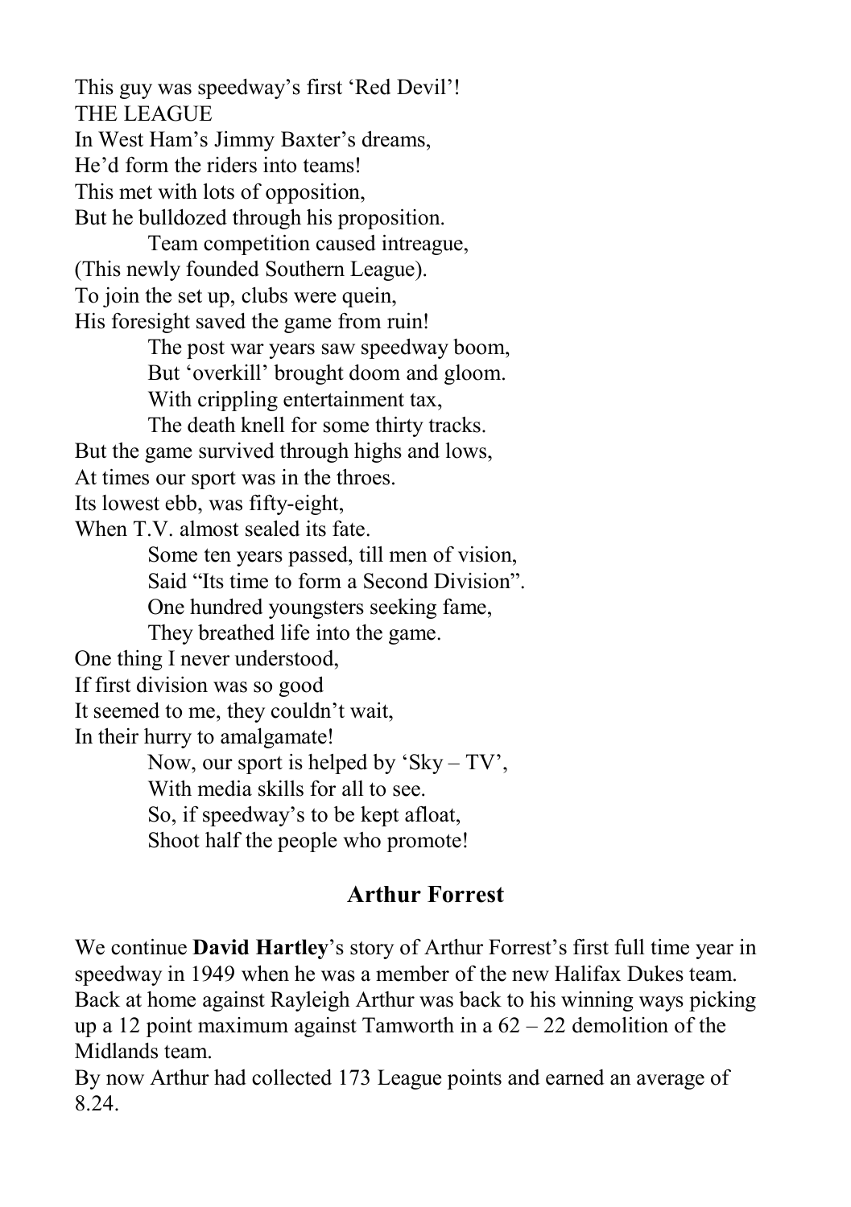This guy was speedway's first 'Red Devil'!

THE LEAGUE

In West Ham's Jimmy Baxter's dreams,
He'd form the riders into teams!
This met with lots of opposition,
But he bulldozed through his proposition.

Team competition caused intreague,
(This newly founded Southern League).
To join the set up, clubs were quein,
His foresight saved the game from ruin!

The post war years saw speedway boom,
But 'overkill' brought doom and gloom.
With crippling entertainment tax,
The death knell for some thirty tracks.

But the game survived through highs and lows,
At times our sport was in the throes.
Its lowest ebb, was fifty-eight,
When T.V. almost sealed its fate.

Some ten years passed, till men of vision,
Said "Its time to form a Second Division".
One hundred youngsters seeking fame,
They breathed life into the game.

One thing I never understood,
If first division was so good
It seemed to me, they couldn't wait,
In their hurry to amalgamate!

Now, our sport is helped by 'Sky – TV',
With media skills for all to see.
So, if speedway's to be kept afloat,
Shoot half the people who promote!

## Arthur Forrest

We continue **David Hartley**'s story of Arthur Forrest's first full time year in speedway in 1949 when he was a member of the new Halifax Dukes team. Back at home against Rayleigh Arthur was back to his winning ways picking up a 12 point maximum against Tamworth in a 62 – 22 demolition of the Midlands team.

By now Arthur had collected 173 League points and earned an average of 8.24.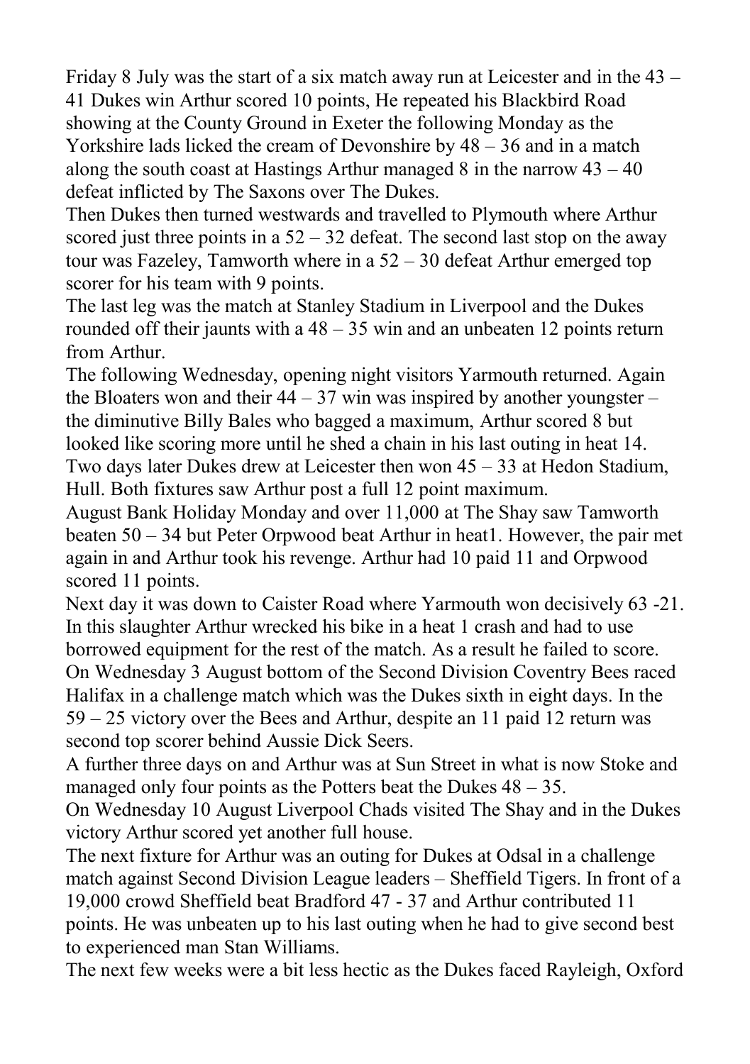Friday 8 July was the start of a six match away run at Leicester and in the 43 – 41 Dukes win Arthur scored 10 points, He repeated his Blackbird Road showing at the County Ground in Exeter the following Monday as the Yorkshire lads licked the cream of Devonshire by 48 – 36 and in a match along the south coast at Hastings Arthur managed 8 in the narrow 43 – 40 defeat inflicted by The Saxons over The Dukes.

Then Dukes then turned westwards and travelled to Plymouth where Arthur scored just three points in a 52 – 32 defeat. The second last stop on the away tour was Fazeley, Tamworth where in a 52 – 30 defeat Arthur emerged top scorer for his team with 9 points.

The last leg was the match at Stanley Stadium in Liverpool and the Dukes rounded off their jaunts with a 48 – 35 win and an unbeaten 12 points return from Arthur.

The following Wednesday, opening night visitors Yarmouth returned. Again the Bloaters won and their 44 – 37 win was inspired by another youngster – the diminutive Billy Bales who bagged a maximum, Arthur scored 8 but looked like scoring more until he shed a chain in his last outing in heat 14.

Two days later Dukes drew at Leicester then won 45 – 33 at Hedon Stadium, Hull. Both fixtures saw Arthur post a full 12 point maximum.

August Bank Holiday Monday and over 11,000 at The Shay saw Tamworth beaten 50 – 34 but Peter Orpwood beat Arthur in heat1. However, the pair met again in and Arthur took his revenge. Arthur had 10 paid 11 and Orpwood scored 11 points.

Next day it was down to Caister Road where Yarmouth won decisively 63 -21. In this slaughter Arthur wrecked his bike in a heat 1 crash and had to use borrowed equipment for the rest of the match. As a result he failed to score.

On Wednesday 3 August bottom of the Second Division Coventry Bees raced Halifax in a challenge match which was the Dukes sixth in eight days. In the 59 – 25 victory over the Bees and Arthur, despite an 11 paid 12 return was second top scorer behind Aussie Dick Seers.

A further three days on and Arthur was at Sun Street in what is now Stoke and managed only four points as the Potters beat the Dukes 48 – 35.

On Wednesday 10 August Liverpool Chads visited The Shay and in the Dukes victory Arthur scored yet another full house.

The next fixture for Arthur was an outing for Dukes at Odsal in a challenge match against Second Division League leaders – Sheffield Tigers. In front of a 19,000 crowd Sheffield beat Bradford 47 - 37 and Arthur contributed 11 points. He was unbeaten up to his last outing when he had to give second best to experienced man Stan Williams.

The next few weeks were a bit less hectic as the Dukes faced Rayleigh, Oxford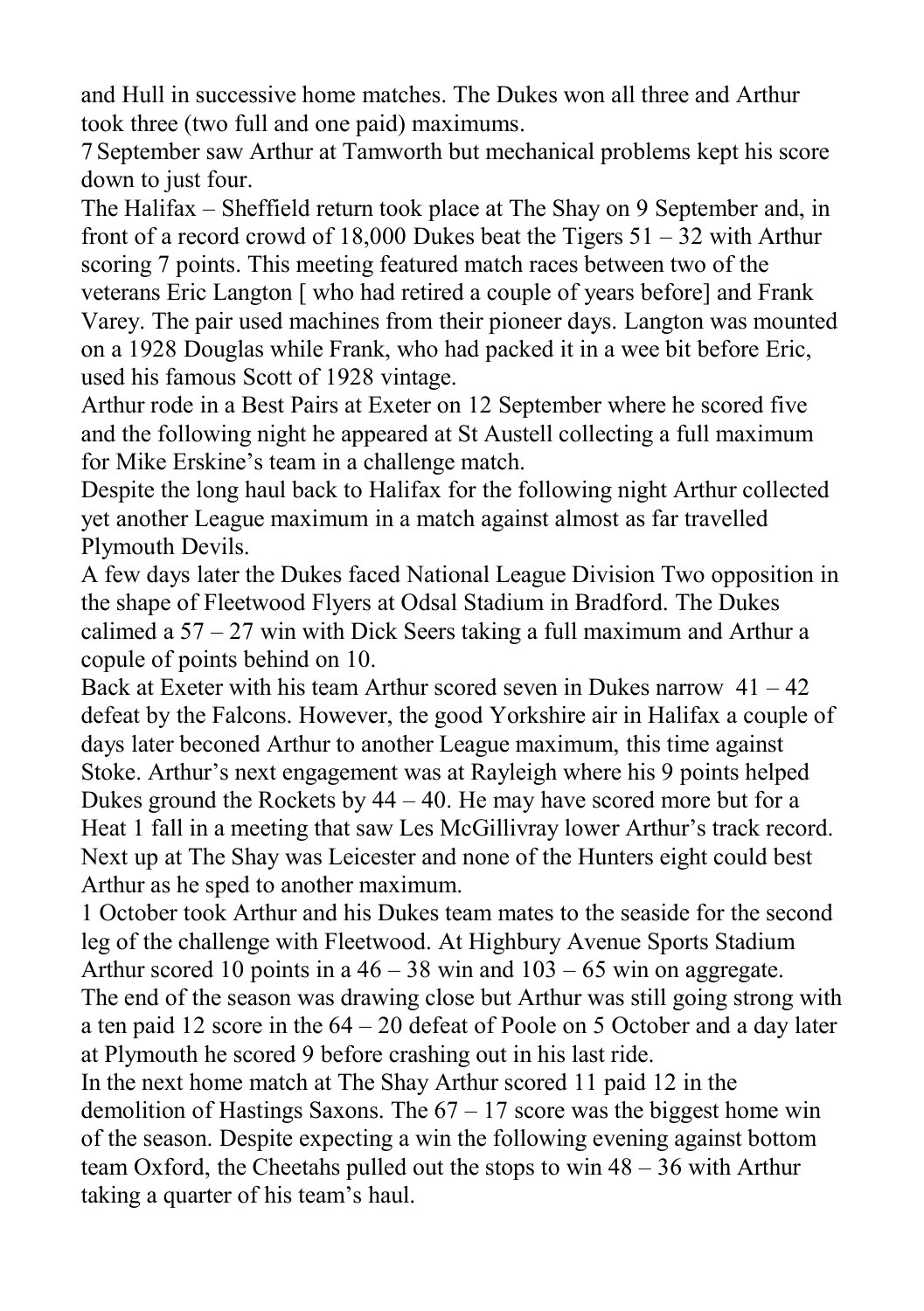and Hull in successive home matches. The Dukes won all three and Arthur took three (two full and one paid) maximums.

7 September saw Arthur at Tamworth but mechanical problems kept his score down to just four.

The Halifax – Sheffield return took place at The Shay on 9 September and, in front of a record crowd of 18,000 Dukes beat the Tigers 51 – 32 with Arthur scoring 7 points. This meeting featured match races between two of the veterans Eric Langton [ who had retired a couple of years before] and Frank Varey. The pair used machines from their pioneer days. Langton was mounted on a 1928 Douglas while Frank, who had packed it in a wee bit before Eric, used his famous Scott of 1928 vintage.

Arthur rode in a Best Pairs at Exeter on 12 September where he scored five and the following night he appeared at St Austell collecting a full maximum for Mike Erskine's team in a challenge match.

Despite the long haul back to Halifax for the following night Arthur collected yet another League maximum in a match against almost as far travelled Plymouth Devils.

A few days later the Dukes faced National League Division Two opposition in the shape of Fleetwood Flyers at Odsal Stadium in Bradford. The Dukes calimed a 57 – 27 win with Dick Seers taking a full maximum and Arthur a copule of points behind on 10.

Back at Exeter with his team Arthur scored seven in Dukes narrow 41 – 42 defeat by the Falcons. However, the good Yorkshire air in Halifax a couple of days later beconed Arthur to another League maximum, this time against Stoke. Arthur's next engagement was at Rayleigh where his 9 points helped Dukes ground the Rockets by 44 – 40. He may have scored more but for a Heat 1 fall in a meeting that saw Les McGillivray lower Arthur's track record. Next up at The Shay was Leicester and none of the Hunters eight could best Arthur as he sped to another maximum.

1 October took Arthur and his Dukes team mates to the seaside for the second leg of the challenge with Fleetwood. At Highbury Avenue Sports Stadium Arthur scored 10 points in a 46 – 38 win and 103 – 65 win on aggregate.

The end of the season was drawing close but Arthur was still going strong with a ten paid 12 score in the 64 – 20 defeat of Poole on 5 October and a day later at Plymouth he scored 9 before crashing out in his last ride.

In the next home match at The Shay Arthur scored 11 paid 12 in the demolition of Hastings Saxons. The 67 – 17 score was the biggest home win of the season. Despite expecting a win the following evening against bottom team Oxford, the Cheetahs pulled out the stops to win 48 – 36 with Arthur taking a quarter of his team's haul.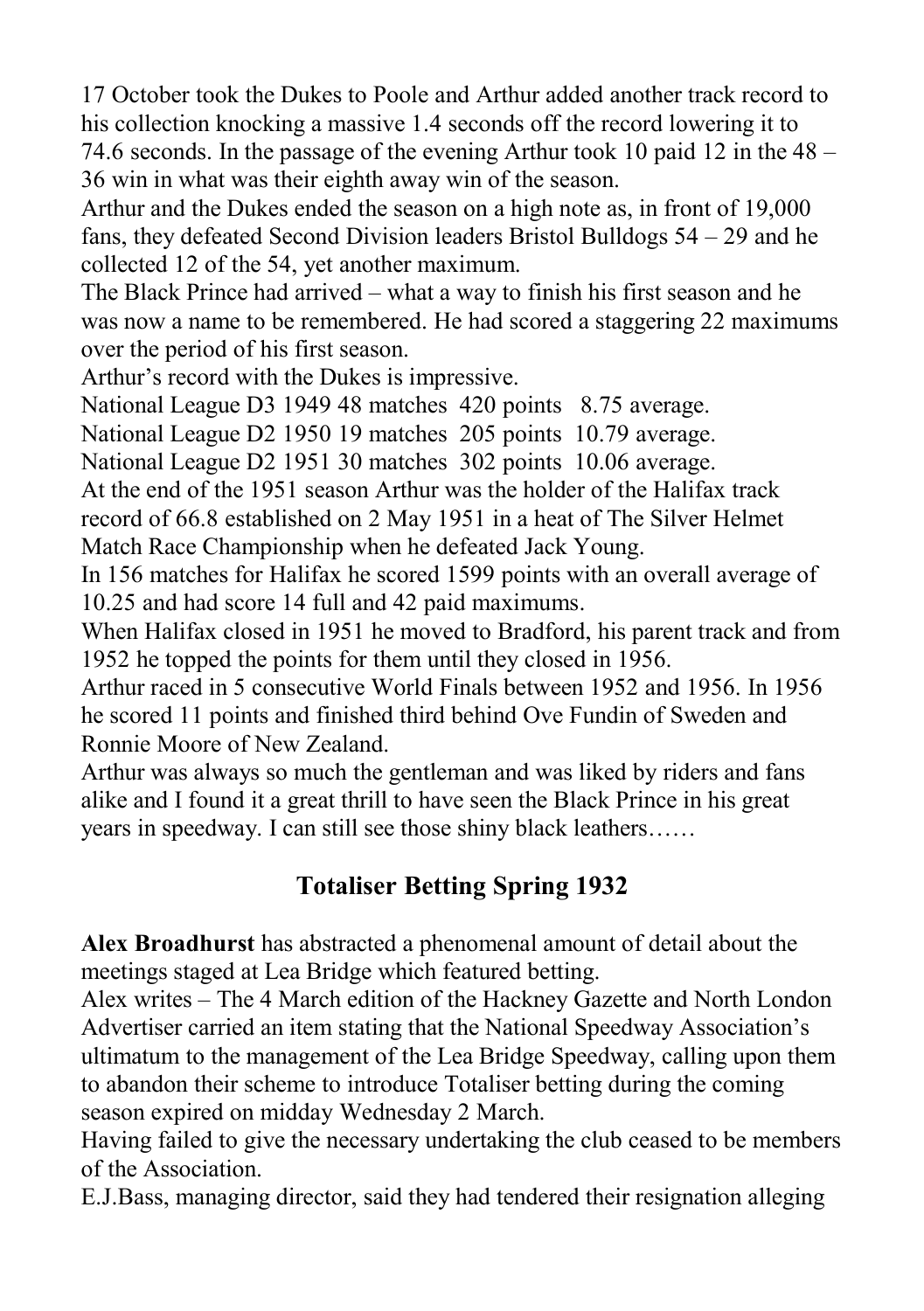17 October took the Dukes to Poole and Arthur added another track record to his collection knocking a massive 1.4 seconds off the record lowering it to 74.6 seconds. In the passage of the evening Arthur took 10 paid 12 in the 48 – 36 win in what was their eighth away win of the season.

Arthur and the Dukes ended the season on a high note as, in front of 19,000 fans, they defeated Second Division leaders Bristol Bulldogs 54 – 29 and he collected 12 of the 54, yet another maximum.

The Black Prince had arrived – what a way to finish his first season and he was now a name to be remembered. He had scored a staggering 22 maximums over the period of his first season.

Arthur's record with the Dukes is impressive.

National League D3 1949 48 matches 420 points 8.75 average.

National League D2 1950 19 matches 205 points 10.79 average.

National League D2 1951 30 matches 302 points 10.06 average.

At the end of the 1951 season Arthur was the holder of the Halifax track record of 66.8 established on 2 May 1951 in a heat of The Silver Helmet Match Race Championship when he defeated Jack Young.

In 156 matches for Halifax he scored 1599 points with an overall average of 10.25 and had score 14 full and 42 paid maximums.

When Halifax closed in 1951 he moved to Bradford, his parent track and from 1952 he topped the points for them until they closed in 1956.

Arthur raced in 5 consecutive World Finals between 1952 and 1956. In 1956 he scored 11 points and finished third behind Ove Fundin of Sweden and Ronnie Moore of New Zealand.

Arthur was always so much the gentleman and was liked by riders and fans alike and I found it a great thrill to have seen the Black Prince in his great years in speedway. I can still see those shiny black leathers……

## Totaliser Betting Spring 1932

**Alex Broadhurst** has abstracted a phenomenal amount of detail about the meetings staged at Lea Bridge which featured betting.

Alex writes – The 4 March edition of the Hackney Gazette and North London Advertiser carried an item stating that the National Speedway Association's ultimatum to the management of the Lea Bridge Speedway, calling upon them to abandon their scheme to introduce Totaliser betting during the coming season expired on midday Wednesday 2 March.

Having failed to give the necessary undertaking the club ceased to be members of the Association.

E.J.Bass, managing director, said they had tendered their resignation alleging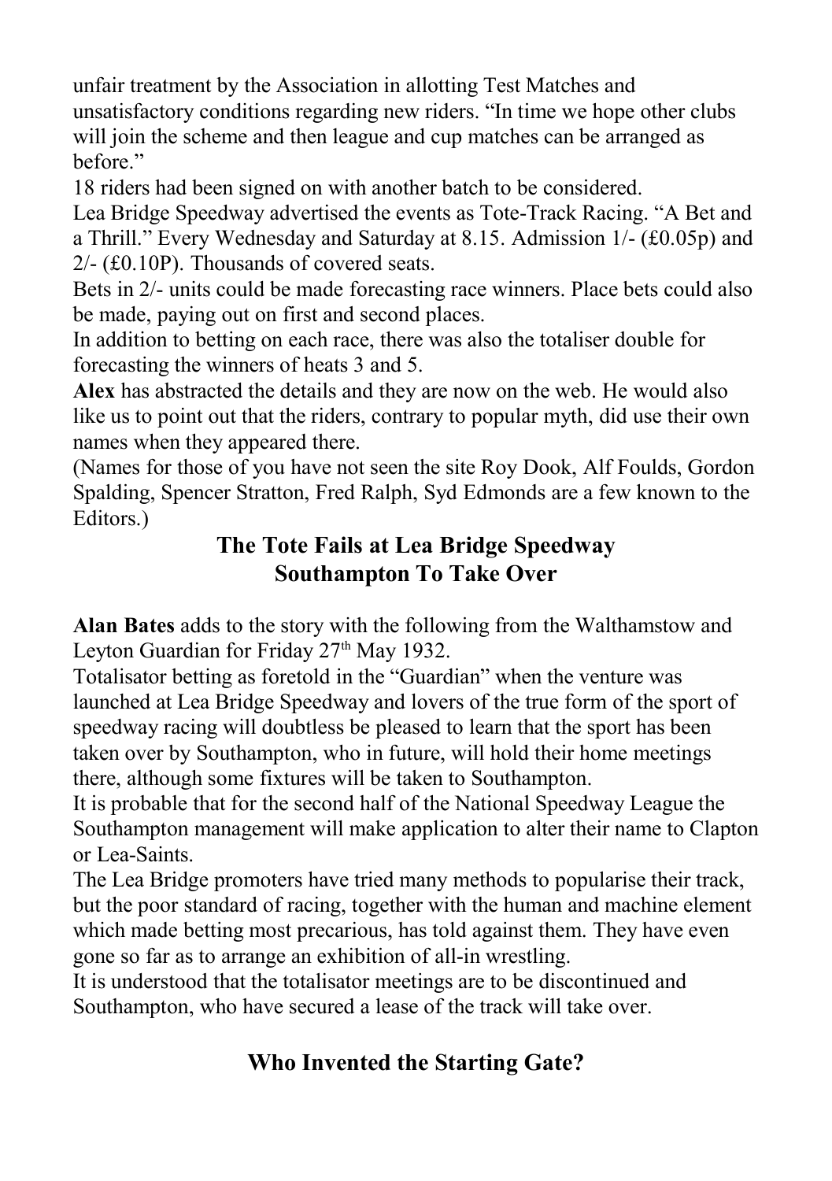unfair treatment by the Association in allotting Test Matches and unsatisfactory conditions regarding new riders. "In time we hope other clubs will join the scheme and then league and cup matches can be arranged as before."

18 riders had been signed on with another batch to be considered.

Lea Bridge Speedway advertised the events as Tote-Track Racing. "A Bet and a Thrill." Every Wednesday and Saturday at 8.15. Admission 1/- (£0.05p) and 2/- (£0.10P). Thousands of covered seats.

Bets in 2/- units could be made forecasting race winners. Place bets could also be made, paying out on first and second places.

In addition to betting on each race, there was also the totaliser double for forecasting the winners of heats 3 and 5.

**Alex** has abstracted the details and they are now on the web. He would also like us to point out that the riders, contrary to popular myth, did use their own names when they appeared there.

(Names for those of you have not seen the site Roy Dook, Alf Foulds, Gordon Spalding, Spencer Stratton, Fred Ralph, Syd Edmonds are a few known to the Editors.)

## The Tote Fails at Lea Bridge Speedway
## Southampton To Take Over

**Alan Bates** adds to the story with the following from the Walthamstow and Leyton Guardian for Friday 27th May 1932.

Totalisator betting as foretold in the "Guardian" when the venture was launched at Lea Bridge Speedway and lovers of the true form of the sport of speedway racing will doubtless be pleased to learn that the sport has been taken over by Southampton, who in future, will hold their home meetings there, although some fixtures will be taken to Southampton.

It is probable that for the second half of the National Speedway League the Southampton management will make application to alter their name to Clapton or Lea-Saints.

The Lea Bridge promoters have tried many methods to popularise their track, but the poor standard of racing, together with the human and machine element which made betting most precarious, has told against them. They have even gone so far as to arrange an exhibition of all-in wrestling.

It is understood that the totalisator meetings are to be discontinued and Southampton, who have secured a lease of the track will take over.

## Who Invented the Starting Gate?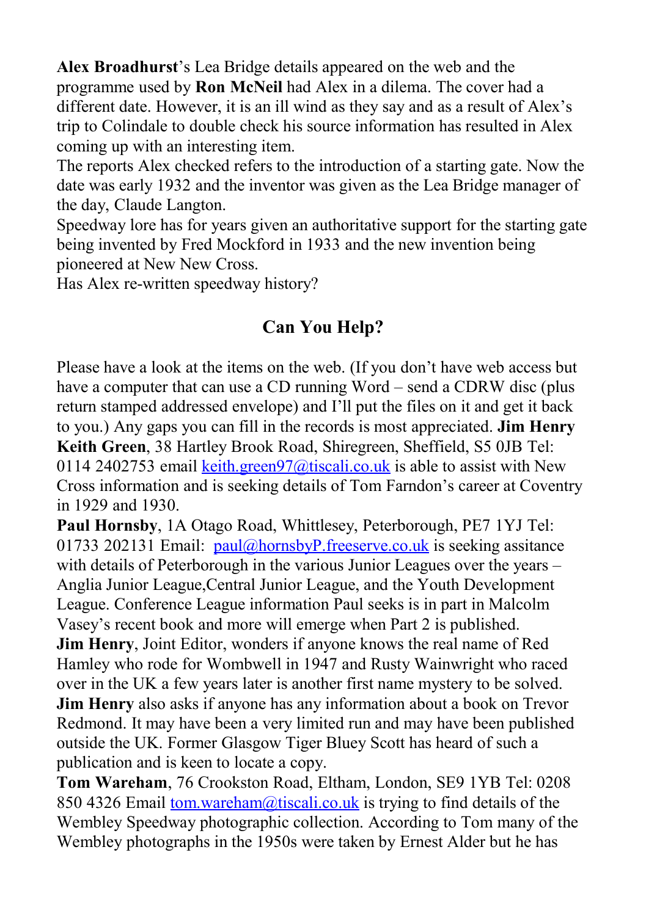**Alex Broadhurst**'s Lea Bridge details appeared on the web and the programme used by **Ron McNeil** had Alex in a dilema. The cover had a different date. However, it is an ill wind as they say and as a result of Alex's trip to Colindale to double check his source information has resulted in Alex coming up with an interesting item.
The reports Alex checked refers to the introduction of a starting gate. Now the date was early 1932 and the inventor was given as the Lea Bridge manager of the day, Claude Langton.
Speedway lore has for years given an authoritative support for the starting gate being invented by Fred Mockford in 1933 and the new invention being pioneered at New New Cross.
Has Alex re-written speedway history?

## Can You Help?

Please have a look at the items on the web. (If you don't have web access but have a computer that can use a CD running Word – send a CDRW disc (plus return stamped addressed envelope) and I'll put the files on it and get it back to you.) Any gaps you can fill in the records is most appreciated. **Jim Henry**

**Keith Green**, 38 Hartley Brook Road, Shiregreen, Sheffield, S5 0JB Tel: 0114 2402753 email keith.green97@tiscali.co.uk is able to assist with New Cross information and is seeking details of Tom Farndon's career at Coventry in 1929 and 1930.

**Paul Hornsby**, 1A Otago Road, Whittlesey, Peterborough, PE7 1YJ Tel: 01733 202131 Email: paul@hornsbyP.freeserve.co.uk is seeking assitance with details of Peterborough in the various Junior Leagues over the years – Anglia Junior League,Central Junior League, and the Youth Development League. Conference League information Paul seeks is in part in Malcolm Vasey's recent book and more will emerge when Part 2 is published.

**Jim Henry**, Joint Editor, wonders if anyone knows the real name of Red Hamley who rode for Wombwell in 1947 and Rusty Wainwright who raced over in the UK a few years later is another first name mystery to be solved.

**Jim Henry** also asks if anyone has any information about a book on Trevor Redmond. It may have been a very limited run and may have been published outside the UK. Former Glasgow Tiger Bluey Scott has heard of such a publication and is keen to locate a copy.

**Tom Wareham**, 76 Crookston Road, Eltham, London, SE9 1YB Tel: 0208 850 4326 Email tom.wareham@tiscali.co.uk is trying to find details of the Wembley Speedway photographic collection. According to Tom many of the Wembley photographs in the 1950s were taken by Ernest Alder but he has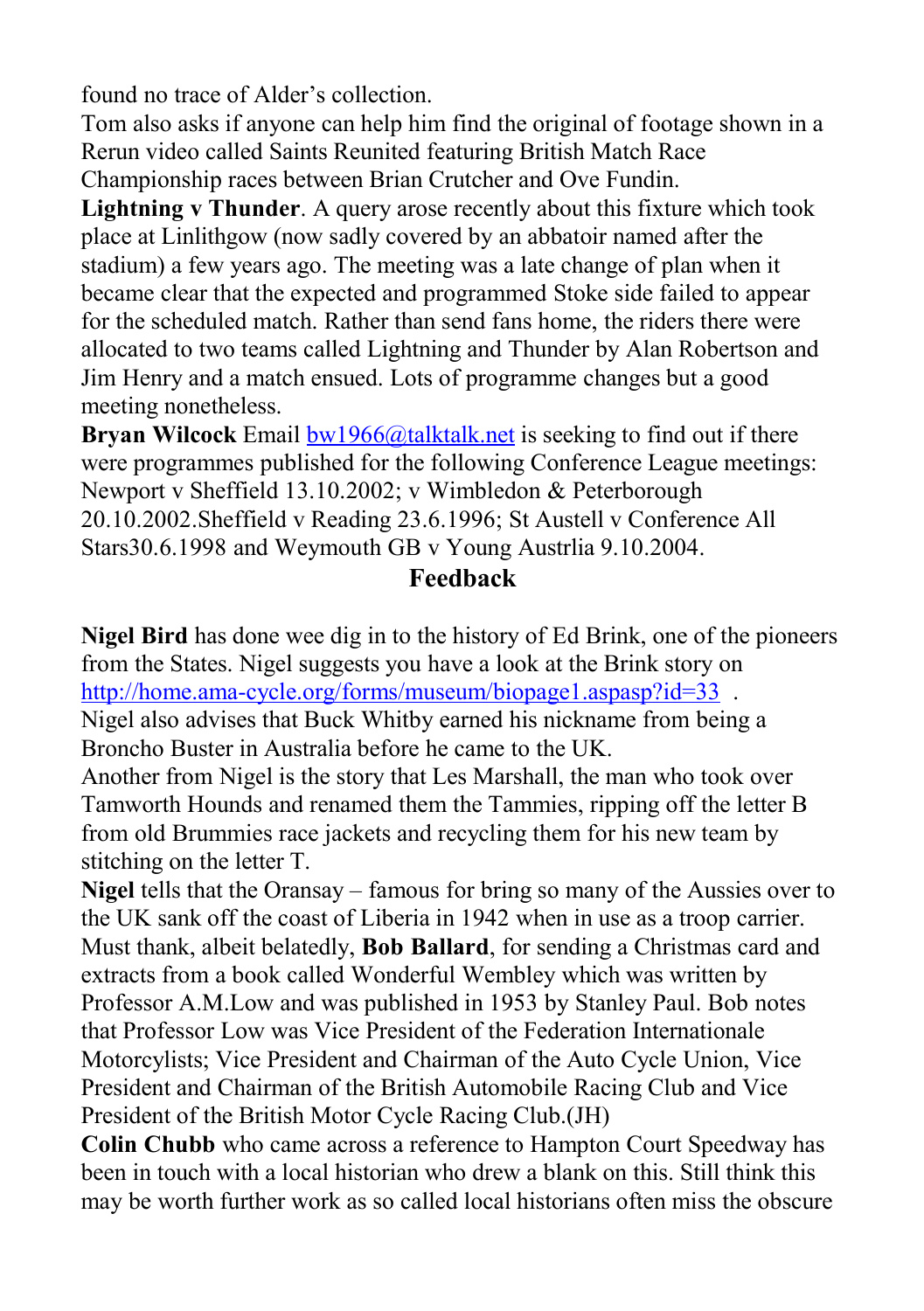found no trace of Alder's collection.

Tom also asks if anyone can help him find the original of footage shown in a Rerun video called Saints Reunited featuring British Match Race Championship races between Brian Crutcher and Ove Fundin.

**Lightning v Thunder**. A query arose recently about this fixture which took place at Linlithgow (now sadly covered by an abbatoir named after the stadium) a few years ago. The meeting was a late change of plan when it became clear that the expected and programmed Stoke side failed to appear for the scheduled match. Rather than send fans home, the riders there were allocated to two teams called Lightning and Thunder by Alan Robertson and Jim Henry and a match ensued. Lots of programme changes but a good meeting nonetheless.

**Bryan Wilcock** Email bw1966@talktalk.net is seeking to find out if there were programmes published for the following Conference League meetings: Newport v Sheffield 13.10.2002; v Wimbledon & Peterborough 20.10.2002.Sheffield v Reading 23.6.1996; St Austell v Conference All Stars30.6.1998 and Weymouth GB v Young Austrlia 9.10.2004.

## Feedback

**Nigel Bird** has done wee dig in to the history of Ed Brink, one of the pioneers from the States. Nigel suggests you have a look at the Brink story on http://home.ama-cycle.org/forms/museum/biopage1.aspasp?id=33 .

Nigel also advises that Buck Whitby earned his nickname from being a Broncho Buster in Australia before he came to the UK.

Another from Nigel is the story that Les Marshall, the man who took over Tamworth Hounds and renamed them the Tammies, ripping off the letter B from old Brummies race jackets and recycling them for his new team by stitching on the letter T.

**Nigel** tells that the Oransay – famous for bring so many of the Aussies over to the UK sank off the coast of Liberia in 1942 when in use as a troop carrier.

Must thank, albeit belatedly, **Bob Ballard**, for sending a Christmas card and extracts from a book called Wonderful Wembley which was written by Professor A.M.Low and was published in 1953 by Stanley Paul. Bob notes that Professor Low was Vice President of the Federation Internationale Motorcylists; Vice President and Chairman of the Auto Cycle Union, Vice President and Chairman of the British Automobile Racing Club and Vice President of the British Motor Cycle Racing Club.(JH)

**Colin Chubb** who came across a reference to Hampton Court Speedway has been in touch with a local historian who drew a blank on this. Still think this may be worth further work as so called local historians often miss the obscure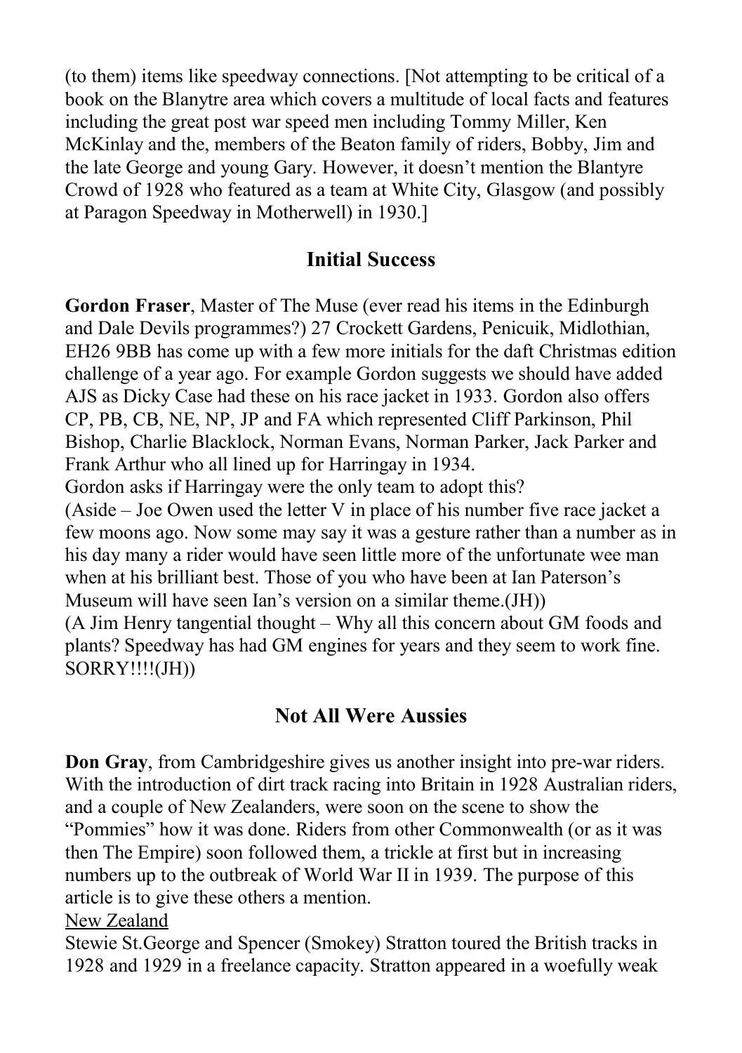(to them) items like speedway connections. [Not attempting to be critical of a book on the Blanytre area which covers a multitude of local facts and features including the great post war speed men including Tommy Miller, Ken McKinlay and the, members of the Beaton family of riders, Bobby, Jim and the late George and young Gary. However, it doesn't mention the Blantyre Crowd of 1928 who featured as a team at White City, Glasgow (and possibly at Paragon Speedway in Motherwell) in 1930.]

## Initial Success

**Gordon Fraser**, Master of The Muse (ever read his items in the Edinburgh and Dale Devils programmes?) 27 Crockett Gardens, Penicuik, Midlothian, EH26 9BB has come up with a few more initials for the daft Christmas edition challenge of a year ago. For example Gordon suggests we should have added AJS as Dicky Case had these on his race jacket in 1933. Gordon also offers CP, PB, CB, NE, NP, JP and FA which represented Cliff Parkinson, Phil Bishop, Charlie Blacklock, Norman Evans, Norman Parker, Jack Parker and Frank Arthur who all lined up for Harringay in 1934.
Gordon asks if Harringay were the only team to adopt this?
(Aside – Joe Owen used the letter V in place of his number five race jacket a few moons ago. Now some may say it was a gesture rather than a number as in his day many a rider would have seen little more of the unfortunate wee man when at his brilliant best. Those of you who have been at Ian Paterson's Museum will have seen Ian's version on a similar theme.(JH))
(A Jim Henry tangential thought – Why all this concern about GM foods and plants? Speedway has had GM engines for years and they seem to work fine. SORRY!!!!(JH))

## Not All Were Aussies

**Don Gray**, from Cambridgeshire gives us another insight into pre-war riders. With the introduction of dirt track racing into Britain in 1928 Australian riders, and a couple of New Zealanders, were soon on the scene to show the "Pommies" how it was done. Riders from other Commonwealth (or as it was then The Empire) soon followed them, a trickle at first but in increasing numbers up to the outbreak of World War II in 1939. The purpose of this article is to give these others a mention.

<u>New Zealand</u>

Stewie St.George and Spencer (Smokey) Stratton toured the British tracks in 1928 and 1929 in a freelance capacity. Stratton appeared in a woefully weak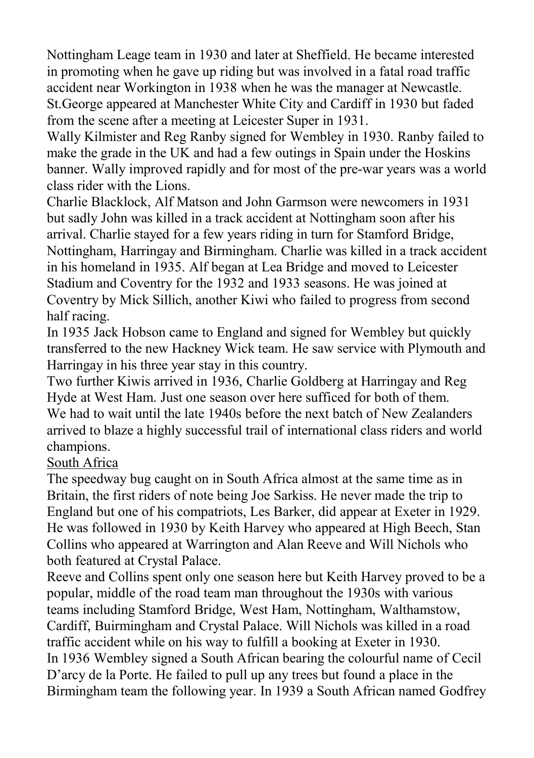Nottingham Leage team in 1930 and later at Sheffield. He became interested in promoting when he gave up riding but was involved in a fatal road traffic accident near Workington in 1938 when he was the manager at Newcastle. St.George appeared at Manchester White City and Cardiff in 1930 but faded from the scene after a meeting at Leicester Super in 1931.

Wally Kilmister and Reg Ranby signed for Wembley in 1930. Ranby failed to make the grade in the UK and had a few outings in Spain under the Hoskins banner. Wally improved rapidly and for most of the pre-war years was a world class rider with the Lions.

Charlie Blacklock, Alf Matson and John Garmson were newcomers in 1931 but sadly John was killed in a track accident at Nottingham soon after his arrival. Charlie stayed for a few years riding in turn for Stamford Bridge, Nottingham, Harringay and Birmingham. Charlie was killed in a track accident in his homeland in 1935. Alf began at Lea Bridge and moved to Leicester Stadium and Coventry for the 1932 and 1933 seasons. He was joined at Coventry by Mick Sillich, another Kiwi who failed to progress from second half racing.

In 1935 Jack Hobson came to England and signed for Wembley but quickly transferred to the new Hackney Wick team. He saw service with Plymouth and Harringay in his three year stay in this country.

Two further Kiwis arrived in 1936, Charlie Goldberg at Harringay and Reg Hyde at West Ham. Just one season over here sufficed for both of them.

We had to wait until the late 1940s before the next batch of New Zealanders arrived to blaze a highly successful trail of international class riders and world champions.

## South Africa

The speedway bug caught on in South Africa almost at the same time as in Britain, the first riders of note being Joe Sarkiss. He never made the trip to England but one of his compatriots, Les Barker, did appear at Exeter in 1929. He was followed in 1930 by Keith Harvey who appeared at High Beech, Stan Collins who appeared at Warrington and Alan Reeve and Will Nichols who both featured at Crystal Palace.

Reeve and Collins spent only one season here but Keith Harvey proved to be a popular, middle of the road team man throughout the 1930s with various teams including Stamford Bridge, West Ham, Nottingham, Walthamstow, Cardiff, Buirmingham and Crystal Palace. Will Nichols was killed in a road traffic accident while on his way to fulfill a booking at Exeter in 1930.

In 1936 Wembley signed a South African bearing the colourful name of Cecil D'arcy de la Porte. He failed to pull up any trees but found a place in the Birmingham team the following year. In 1939 a South African named Godfrey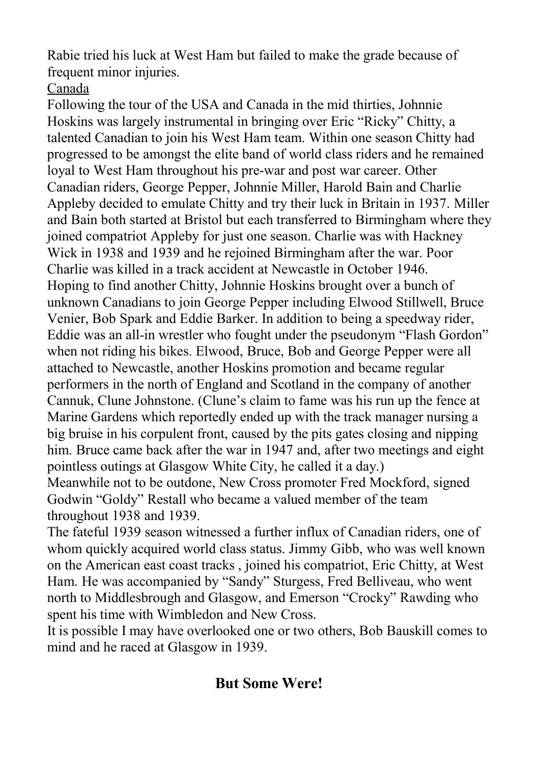Rabie tried his luck at West Ham but failed to make the grade because of frequent minor injuries.

<u>Canada</u>

Following the tour of the USA and Canada in the mid thirties, Johnnie Hoskins was largely instrumental in bringing over Eric "Ricky" Chitty, a talented Canadian to join his West Ham team. Within one season Chitty had progressed to be amongst the elite band of world class riders and he remained loyal to West Ham throughout his pre-war and post war career. Other Canadian riders, George Pepper, Johnnie Miller, Harold Bain and Charlie Appleby decided to emulate Chitty and try their luck in Britain in 1937. Miller and Bain both started at Bristol but each transferred to Birmingham where they joined compatriot Appleby for just one season. Charlie was with Hackney Wick in 1938 and 1939 and he rejoined Birmingham after the war. Poor Charlie was killed in a track accident at Newcastle in October 1946.

Hoping to find another Chitty, Johnnie Hoskins brought over a bunch of unknown Canadians to join George Pepper including Elwood Stillwell, Bruce Venier, Bob Spark and Eddie Barker. In addition to being a speedway rider, Eddie was an all-in wrestler who fought under the pseudonym "Flash Gordon" when not riding his bikes. Elwood, Bruce, Bob and George Pepper were all attached to Newcastle, another Hoskins promotion and became regular performers in the north of England and Scotland in the company of another Cannuk, Clune Johnstone. (Clune's claim to fame was his run up the fence at Marine Gardens which reportedly ended up with the track manager nursing a big bruise in his corpulent front, caused by the pits gates closing and nipping him. Bruce came back after the war in 1947 and, after two meetings and eight pointless outings at Glasgow White City, he called it a day.)

Meanwhile not to be outdone, New Cross promoter Fred Mockford, signed Godwin "Goldy" Restall who became a valued member of the team throughout 1938 and 1939.

The fateful 1939 season witnessed a further influx of Canadian riders, one of whom quickly acquired world class status. Jimmy Gibb, who was well known on the American east coast tracks , joined his compatriot, Eric Chitty, at West Ham. He was accompanied by "Sandy" Sturgess, Fred Belliveau, who went north to Middlesbrough and Glasgow, and Emerson "Crocky" Rawding who spent his time with Wimbledon and New Cross.

It is possible I may have overlooked one or two others, Bob Bauskill comes to mind and he raced at Glasgow in 1939.

## But Some Were!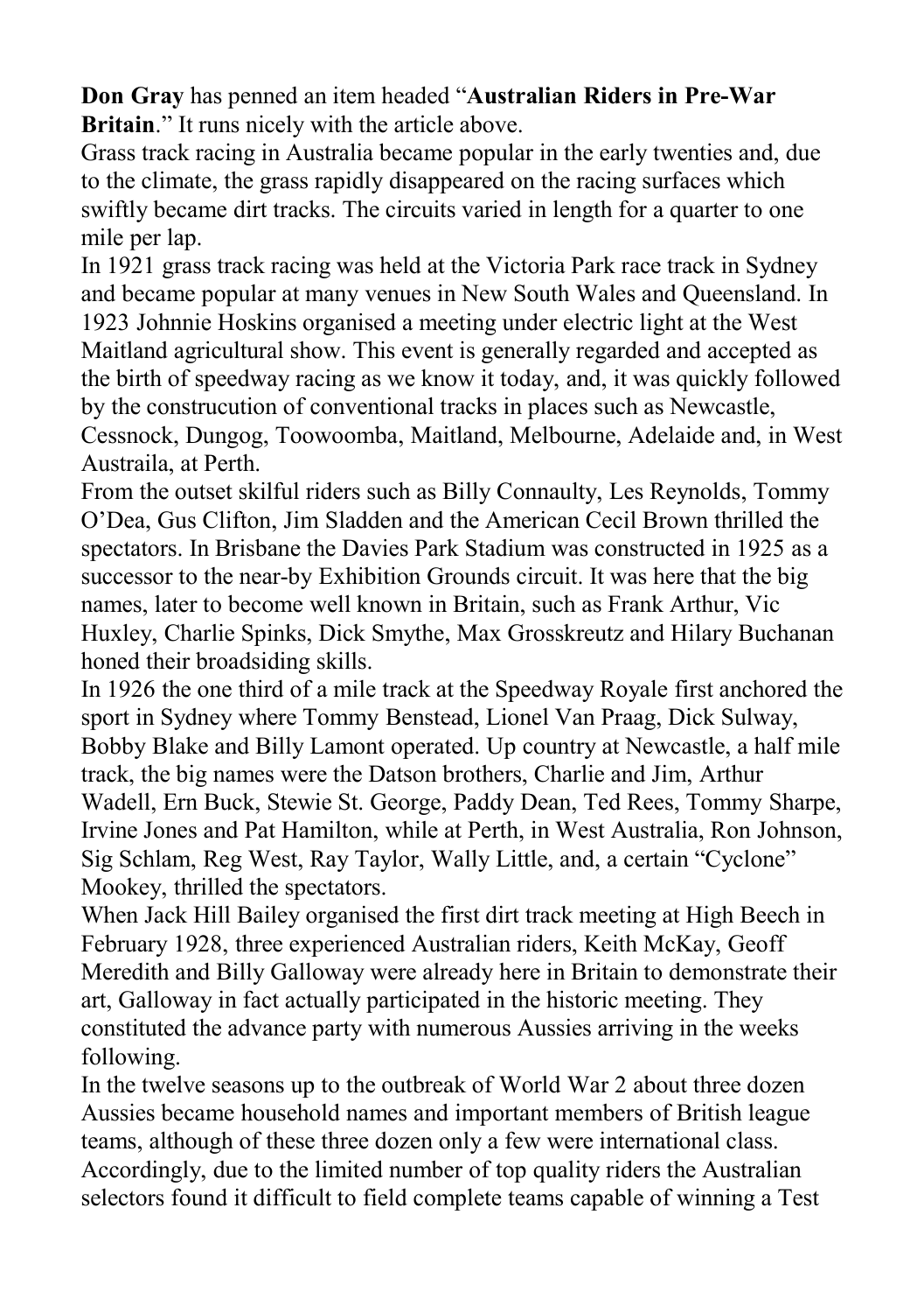**Don Gray** has penned an item headed "**Australian Riders in Pre-War Britain**." It runs nicely with the article above.

Grass track racing in Australia became popular in the early twenties and, due to the climate, the grass rapidly disappeared on the racing surfaces which swiftly became dirt tracks. The circuits varied in length for a quarter to one mile per lap.

In 1921 grass track racing was held at the Victoria Park race track in Sydney and became popular at many venues in New South Wales and Queensland. In 1923 Johnnie Hoskins organised a meeting under electric light at the West Maitland agricultural show. This event is generally regarded and accepted as the birth of speedway racing as we know it today, and, it was quickly followed by the construcution of conventional tracks in places such as Newcastle, Cessnock, Dungog, Toowoomba, Maitland, Melbourne, Adelaide and, in West Austraila, at Perth.

From the outset skilful riders such as Billy Connaulty, Les Reynolds, Tommy O'Dea, Gus Clifton, Jim Sladden and the American Cecil Brown thrilled the spectators. In Brisbane the Davies Park Stadium was constructed in 1925 as a successor to the near-by Exhibition Grounds circuit. It was here that the big names, later to become well known in Britain, such as Frank Arthur, Vic Huxley, Charlie Spinks, Dick Smythe, Max Grosskreutz and Hilary Buchanan honed their broadsiding skills.

In 1926 the one third of a mile track at the Speedway Royale first anchored the sport in Sydney where Tommy Benstead, Lionel Van Praag, Dick Sulway, Bobby Blake and Billy Lamont operated. Up country at Newcastle, a half mile track, the big names were the Datson brothers, Charlie and Jim, Arthur Wadell, Ern Buck, Stewie St. George, Paddy Dean, Ted Rees, Tommy Sharpe, Irvine Jones and Pat Hamilton, while at Perth, in West Australia, Ron Johnson, Sig Schlam, Reg West, Ray Taylor, Wally Little, and, a certain "Cyclone" Mookey, thrilled the spectators.

When Jack Hill Bailey organised the first dirt track meeting at High Beech in February 1928, three experienced Australian riders, Keith McKay, Geoff Meredith and Billy Galloway were already here in Britain to demonstrate their art, Galloway in fact actually participated in the historic meeting. They constituted the advance party with numerous Aussies arriving in the weeks following.

In the twelve seasons up to the outbreak of World War 2 about three dozen Aussies became household names and important members of British league teams, although of these three dozen only a few were international class. Accordingly, due to the limited number of top quality riders the Australian selectors found it difficult to field complete teams capable of winning a Test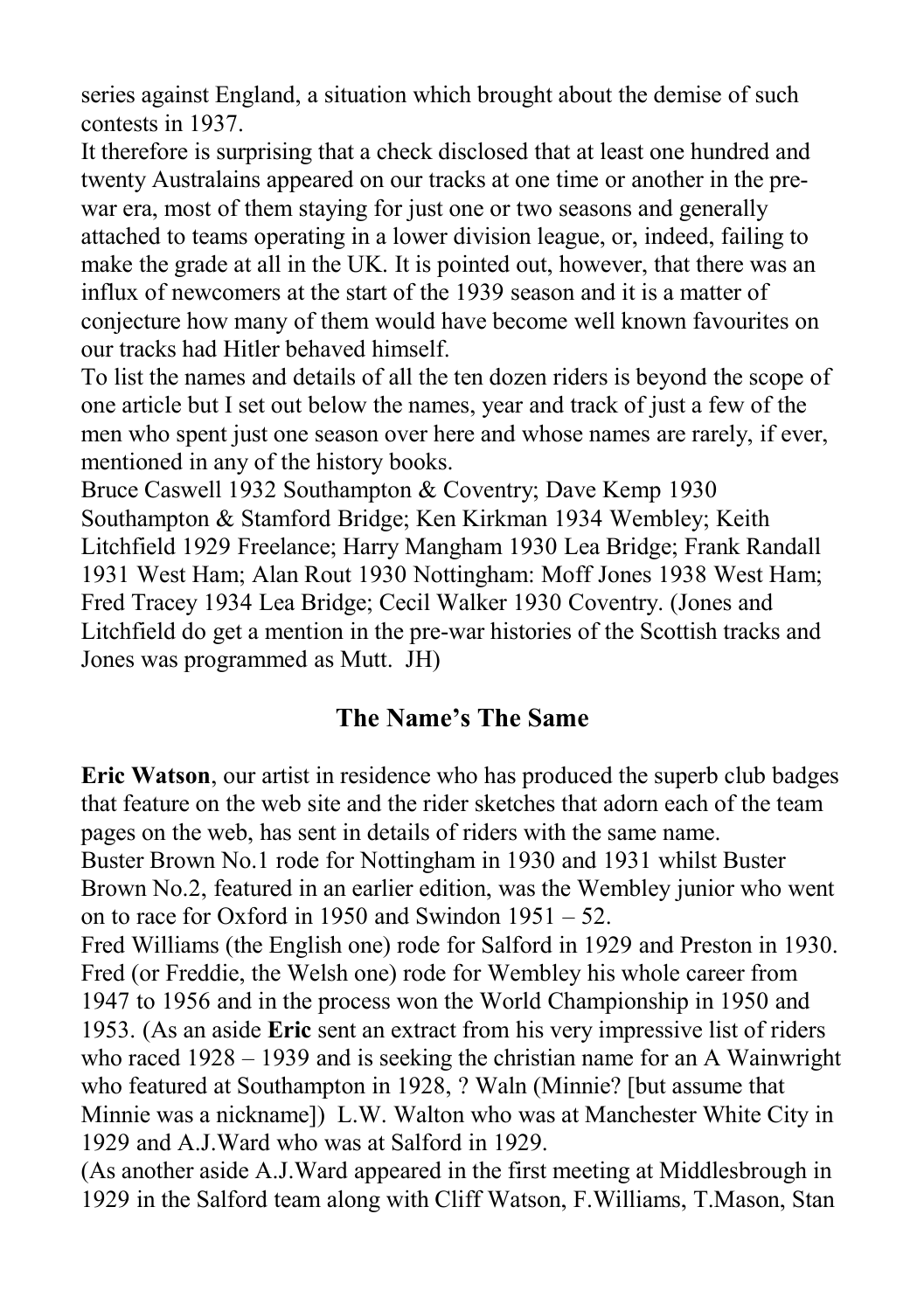series against England, a situation which brought about the demise of such contests in 1937.

It therefore is surprising that a check disclosed that at least one hundred and twenty Australains appeared on our tracks at one time or another in the pre-war era, most of them staying for just one or two seasons and generally attached to teams operating in a lower division league, or, indeed, failing to make the grade at all in the UK. It is pointed out, however, that there was an influx of newcomers at the start of the 1939 season and it is a matter of conjecture how many of them would have become well known favourites on our tracks had Hitler behaved himself.

To list the names and details of all the ten dozen riders is beyond the scope of one article but I set out below the names, year and track of just a few of the men who spent just one season over here and whose names are rarely, if ever, mentioned in any of the history books.

Bruce Caswell 1932 Southampton & Coventry; Dave Kemp 1930 Southampton & Stamford Bridge; Ken Kirkman 1934 Wembley; Keith Litchfield 1929 Freelance; Harry Mangham 1930 Lea Bridge; Frank Randall 1931 West Ham; Alan Rout 1930 Nottingham: Moff Jones 1938 West Ham; Fred Tracey 1934 Lea Bridge; Cecil Walker 1930 Coventry. (Jones and Litchfield do get a mention in the pre-war histories of the Scottish tracks and Jones was programmed as Mutt. JH)

## The Name's The Same

**Eric Watson**, our artist in residence who has produced the superb club badges that feature on the web site and the rider sketches that adorn each of the team pages on the web, has sent in details of riders with the same name.

Buster Brown No.1 rode for Nottingham in 1930 and 1931 whilst Buster Brown No.2, featured in an earlier edition, was the Wembley junior who went on to race for Oxford in 1950 and Swindon 1951 – 52.

Fred Williams (the English one) rode for Salford in 1929 and Preston in 1930. Fred (or Freddie, the Welsh one) rode for Wembley his whole career from 1947 to 1956 and in the process won the World Championship in 1950 and 1953. (As an aside **Eric** sent an extract from his very impressive list of riders who raced 1928 – 1939 and is seeking the christian name for an A Wainwright who featured at Southampton in 1928, ? Waln (Minnie? [but assume that Minnie was a nickname]) L.W. Walton who was at Manchester White City in 1929 and A.J.Ward who was at Salford in 1929.

(As another aside A.J.Ward appeared in the first meeting at Middlesbrough in 1929 in the Salford team along with Cliff Watson, F.Williams, T.Mason, Stan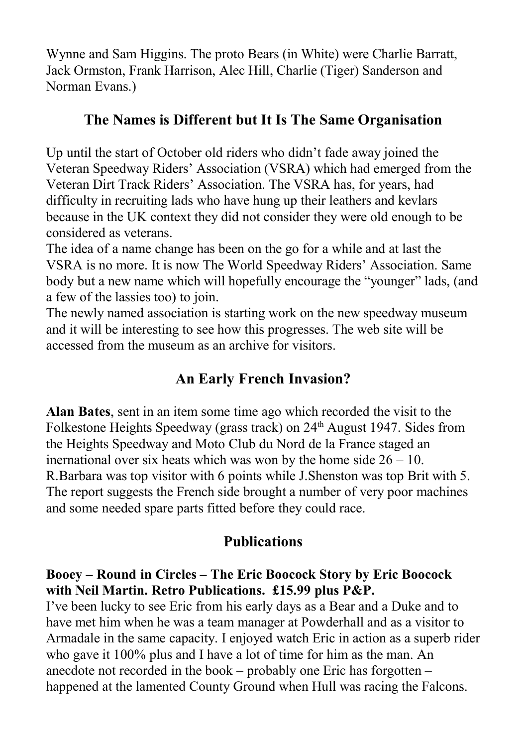Wynne and Sam Higgins. The proto Bears (in White) were Charlie Barratt, Jack Ormston, Frank Harrison, Alec Hill, Charlie (Tiger) Sanderson and Norman Evans.)

## The Names is Different but It Is The Same Organisation

Up until the start of October old riders who didn't fade away joined the Veteran Speedway Riders' Association (VSRA) which had emerged from the Veteran Dirt Track Riders' Association. The VSRA has, for years, had difficulty in recruiting lads who have hung up their leathers and kevlars because in the UK context they did not consider they were old enough to be considered as veterans.

The idea of a name change has been on the go for a while and at last the VSRA is no more. It is now The World Speedway Riders' Association. Same body but a new name which will hopefully encourage the "younger" lads, (and a few of the lassies too) to join.

The newly named association is starting work on the new speedway museum and it will be interesting to see how this progresses. The web site will be accessed from the museum as an archive for visitors.

## An Early French Invasion?

**Alan Bates**, sent in an item some time ago which recorded the visit to the Folkestone Heights Speedway (grass track) on 24th August 1947. Sides from the Heights Speedway and Moto Club du Nord de la France staged an inernational over six heats which was won by the home side 26 – 10. R.Barbara was top visitor with 6 points while J.Shenston was top Brit with 5. The report suggests the French side brought a number of very poor machines and some needed spare parts fitted before they could race.

## Publications

**Booey – Round in Circles – The Eric Boocock Story by Eric Boocock with Neil Martin. Retro Publications. £15.99 plus P&P.**

I've been lucky to see Eric from his early days as a Bear and a Duke and to have met him when he was a team manager at Powderhall and as a visitor to Armadale in the same capacity. I enjoyed watch Eric in action as a superb rider who gave it 100% plus and I have a lot of time for him as the man. An anecdote not recorded in the book – probably one Eric has forgotten – happened at the lamented County Ground when Hull was racing the Falcons.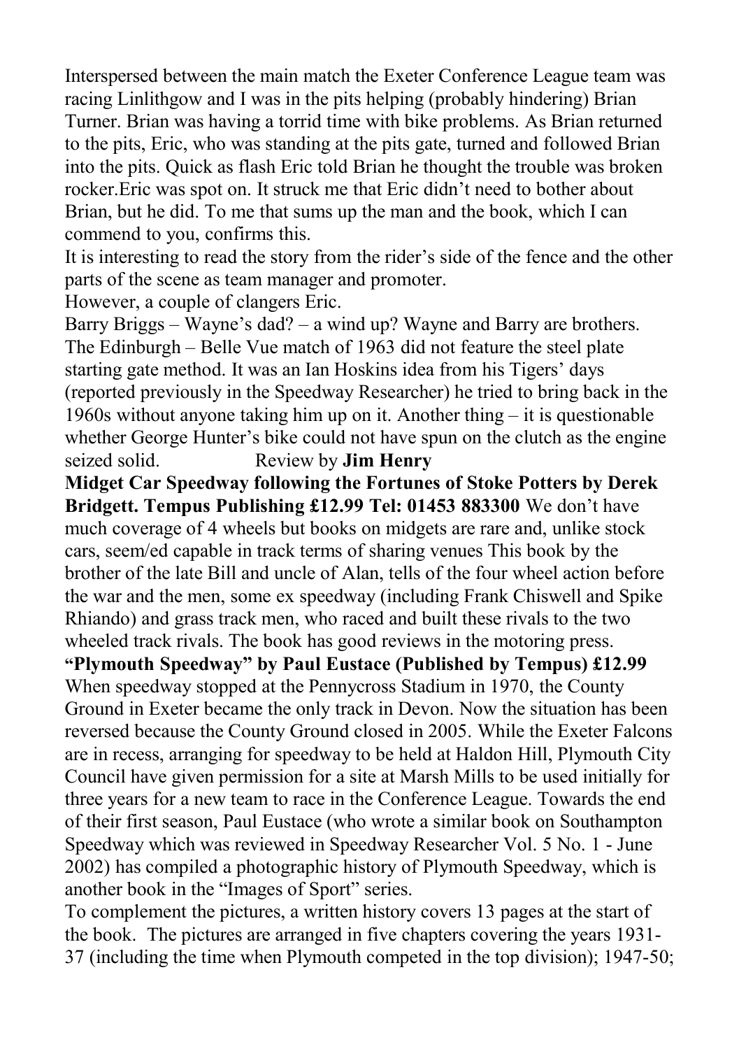Interspersed between the main match the Exeter Conference League team was racing Linlithgow and I was in the pits helping (probably hindering) Brian Turner. Brian was having a torrid time with bike problems. As Brian returned to the pits, Eric, who was standing at the pits gate, turned and followed Brian into the pits. Quick as flash Eric told Brian he thought the trouble was broken rocker.Eric was spot on. It struck me that Eric didn't need to bother about Brian, but he did. To me that sums up the man and the book, which I can commend to you, confirms this.

It is interesting to read the story from the rider's side of the fence and the other parts of the scene as team manager and promoter.

However, a couple of clangers Eric.

Barry Briggs – Wayne's dad? – a wind up? Wayne and Barry are brothers. The Edinburgh – Belle Vue match of 1963 did not feature the steel plate starting gate method. It was an Ian Hoskins idea from his Tigers' days (reported previously in the Speedway Researcher) he tried to bring back in the 1960s without anyone taking him up on it. Another thing – it is questionable whether George Hunter's bike could not have spun on the clutch as the engine seized solid. Review by **Jim Henry**

**Midget Car Speedway following the Fortunes of Stoke Potters by Derek Bridgett. Tempus Publishing £12.99 Tel: 01453 883300** We don't have much coverage of 4 wheels but books on midgets are rare and, unlike stock cars, seem/ed capable in track terms of sharing venues This book by the brother of the late Bill and uncle of Alan, tells of the four wheel action before the war and the men, some ex speedway (including Frank Chiswell and Spike Rhiando) and grass track men, who raced and built these rivals to the two wheeled track rivals. The book has good reviews in the motoring press.

**"Plymouth Speedway" by Paul Eustace (Published by Tempus) £12.99** When speedway stopped at the Pennycross Stadium in 1970, the County Ground in Exeter became the only track in Devon. Now the situation has been reversed because the County Ground closed in 2005. While the Exeter Falcons are in recess, arranging for speedway to be held at Haldon Hill, Plymouth City Council have given permission for a site at Marsh Mills to be used initially for three years for a new team to race in the Conference League. Towards the end of their first season, Paul Eustace (who wrote a similar book on Southampton Speedway which was reviewed in Speedway Researcher Vol. 5 No. 1 - June 2002) has compiled a photographic history of Plymouth Speedway, which is another book in the "Images of Sport" series.

To complement the pictures, a written history covers 13 pages at the start of the book. The pictures are arranged in five chapters covering the years 1931-37 (including the time when Plymouth competed in the top division); 1947-50;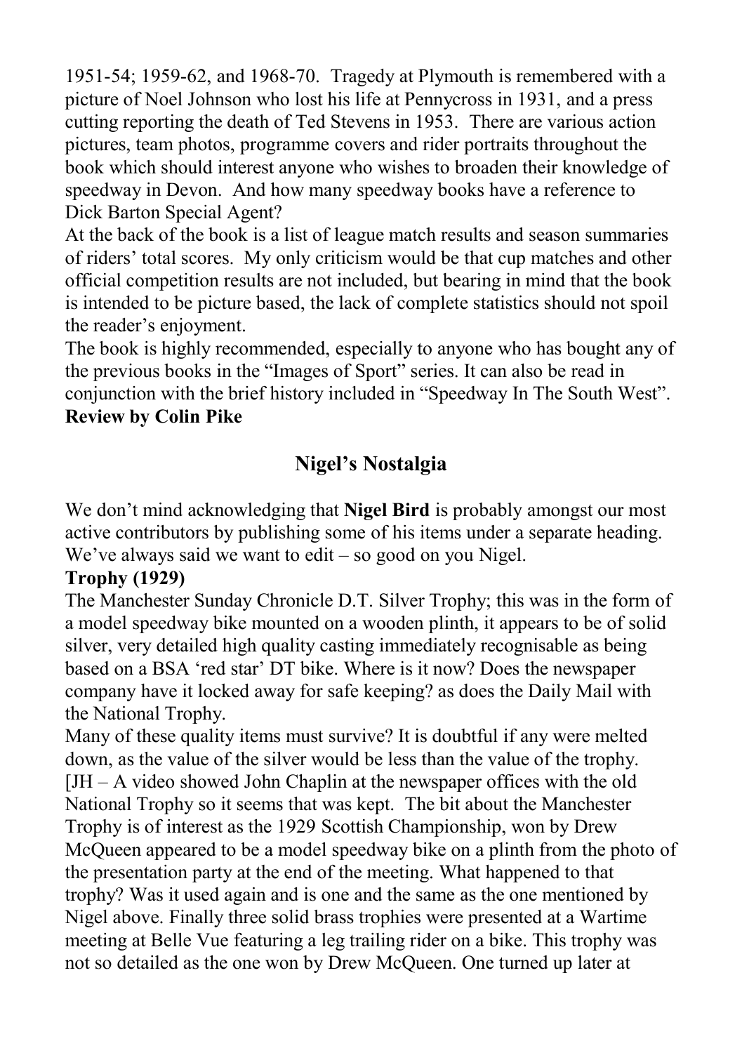1951-54; 1959-62, and 1968-70. Tragedy at Plymouth is remembered with a picture of Noel Johnson who lost his life at Pennycross in 1931, and a press cutting reporting the death of Ted Stevens in 1953. There are various action pictures, team photos, programme covers and rider portraits throughout the book which should interest anyone who wishes to broaden their knowledge of speedway in Devon. And how many speedway books have a reference to Dick Barton Special Agent?

At the back of the book is a list of league match results and season summaries of riders' total scores. My only criticism would be that cup matches and other official competition results are not included, but bearing in mind that the book is intended to be picture based, the lack of complete statistics should not spoil the reader's enjoyment.

The book is highly recommended, especially to anyone who has bought any of the previous books in the "Images of Sport" series. It can also be read in conjunction with the brief history included in "Speedway In The South West".

**Review by Colin Pike**

## Nigel's Nostalgia

We don't mind acknowledging that **Nigel Bird** is probably amongst our most active contributors by publishing some of his items under a separate heading. We've always said we want to edit – so good on you Nigel.

**Trophy (1929)**

The Manchester Sunday Chronicle D.T. Silver Trophy; this was in the form of a model speedway bike mounted on a wooden plinth, it appears to be of solid silver, very detailed high quality casting immediately recognisable as being based on a BSA 'red star' DT bike. Where is it now? Does the newspaper company have it locked away for safe keeping? as does the Daily Mail with the National Trophy.

Many of these quality items must survive? It is doubtful if any were melted down, as the value of the silver would be less than the value of the trophy. [JH – A video showed John Chaplin at the newspaper offices with the old National Trophy so it seems that was kept. The bit about the Manchester Trophy is of interest as the 1929 Scottish Championship, won by Drew McQueen appeared to be a model speedway bike on a plinth from the photo of the presentation party at the end of the meeting. What happened to that trophy? Was it used again and is one and the same as the one mentioned by Nigel above. Finally three solid brass trophies were presented at a Wartime meeting at Belle Vue featuring a leg trailing rider on a bike. This trophy was not so detailed as the one won by Drew McQueen. One turned up later at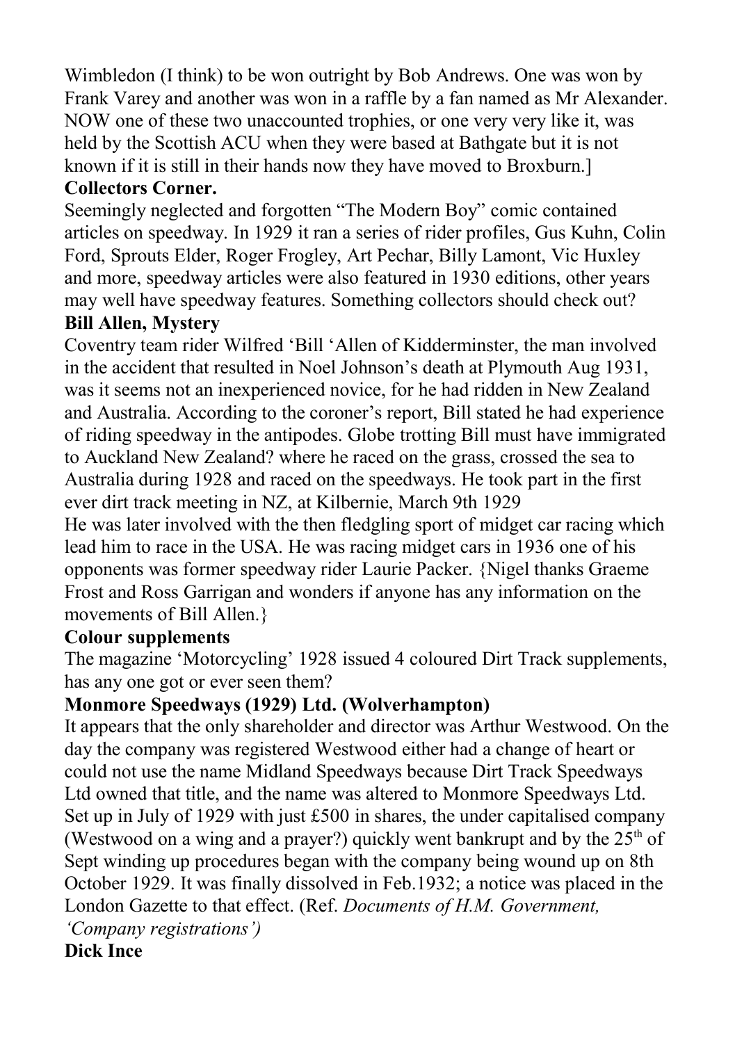Wimbledon (I think) to be won outright by Bob Andrews. One was won by Frank Varey and another was won in a raffle by a fan named as Mr Alexander. NOW one of these two unaccounted trophies, or one very very like it, was held by the Scottish ACU when they were based at Bathgate but it is not known if it is still in their hands now they have moved to Broxburn.]

**Collectors Corner.**

Seemingly neglected and forgotten "The Modern Boy" comic contained articles on speedway. In 1929 it ran a series of rider profiles, Gus Kuhn, Colin Ford, Sprouts Elder, Roger Frogley, Art Pechar, Billy Lamont, Vic Huxley and more, speedway articles were also featured in 1930 editions, other years may well have speedway features. Something collectors should check out?

**Bill Allen, Mystery**

Coventry team rider Wilfred 'Bill 'Allen of Kidderminster, the man involved in the accident that resulted in Noel Johnson's death at Plymouth Aug 1931, was it seems not an inexperienced novice, for he had ridden in New Zealand and Australia. According to the coroner's report, Bill stated he had experience of riding speedway in the antipodes. Globe trotting Bill must have immigrated to Auckland New Zealand? where he raced on the grass, crossed the sea to Australia during 1928 and raced on the speedways. He took part in the first ever dirt track meeting in NZ, at Kilbernie, March 9th 1929

He was later involved with the then fledgling sport of midget car racing which lead him to race in the USA. He was racing midget cars in 1936 one of his opponents was former speedway rider Laurie Packer. {Nigel thanks Graeme Frost and Ross Garrigan and wonders if anyone has any information on the movements of Bill Allen.}

**Colour supplements**

The magazine 'Motorcycling' 1928 issued 4 coloured Dirt Track supplements, has any one got or ever seen them?

**Monmore Speedways (1929) Ltd. (Wolverhampton)**

It appears that the only shareholder and director was Arthur Westwood. On the day the company was registered Westwood either had a change of heart or could not use the name Midland Speedways because Dirt Track Speedways Ltd owned that title, and the name was altered to Monmore Speedways Ltd. Set up in July of 1929 with just £500 in shares, the under capitalised company (Westwood on a wing and a prayer?) quickly went bankrupt and by the 25th of Sept winding up procedures began with the company being wound up on 8th October 1929. It was finally dissolved in Feb.1932; a notice was placed in the London Gazette to that effect. (Ref. *Documents of H.M. Government, 'Company registrations')*

**Dick Ince**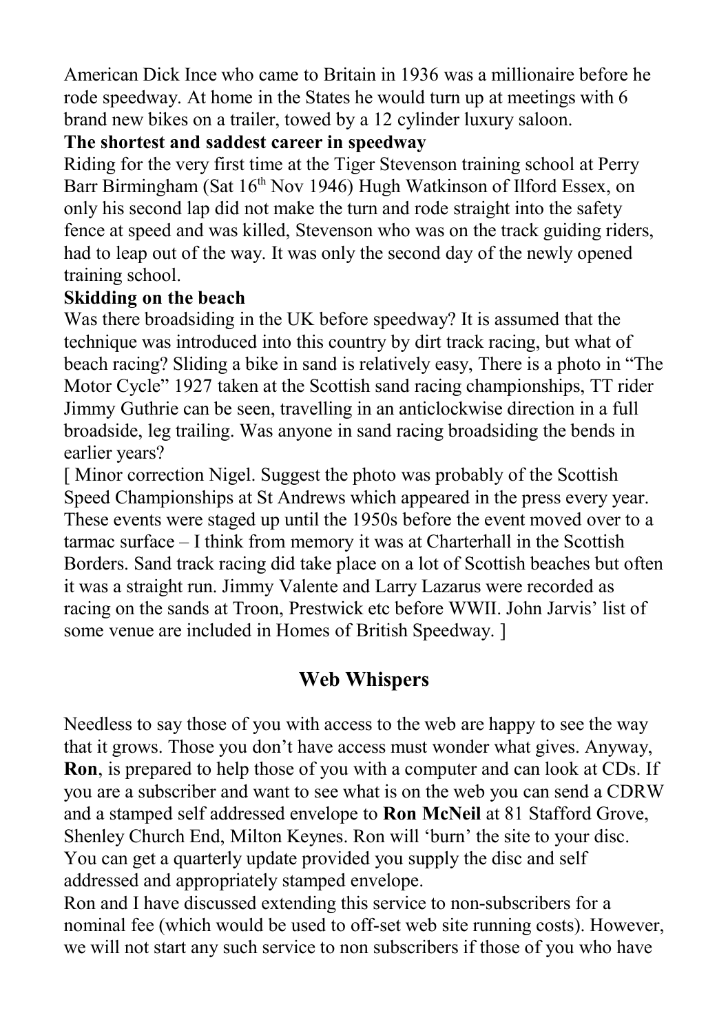American Dick Ince who came to Britain in 1936 was a millionaire before he rode speedway. At home in the States he would turn up at meetings with 6 brand new bikes on a trailer, towed by a 12 cylinder luxury saloon.

**The shortest and saddest career in speedway**

Riding for the very first time at the Tiger Stevenson training school at Perry Barr Birmingham (Sat 16th Nov 1946) Hugh Watkinson of Ilford Essex, on only his second lap did not make the turn and rode straight into the safety fence at speed and was killed, Stevenson who was on the track guiding riders, had to leap out of the way. It was only the second day of the newly opened training school.

**Skidding on the beach**

Was there broadsiding in the UK before speedway? It is assumed that the technique was introduced into this country by dirt track racing, but what of beach racing? Sliding a bike in sand is relatively easy, There is a photo in "The Motor Cycle" 1927 taken at the Scottish sand racing championships, TT rider Jimmy Guthrie can be seen, travelling in an anticlockwise direction in a full broadside, leg trailing. Was anyone in sand racing broadsiding the bends in earlier years?

[ Minor correction Nigel. Suggest the photo was probably of the Scottish Speed Championships at St Andrews which appeared in the press every year. These events were staged up until the 1950s before the event moved over to a tarmac surface – I think from memory it was at Charterhall in the Scottish Borders. Sand track racing did take place on a lot of Scottish beaches but often it was a straight run. Jimmy Valente and Larry Lazarus were recorded as racing on the sands at Troon, Prestwick etc before WWII. John Jarvis' list of some venue are included in Homes of British Speedway. ]

## Web Whispers

Needless to say those of you with access to the web are happy to see the way that it grows. Those you don't have access must wonder what gives. Anyway, **Ron**, is prepared to help those of you with a computer and can look at CDs. If you are a subscriber and want to see what is on the web you can send a CDRW and a stamped self addressed envelope to **Ron McNeil** at 81 Stafford Grove, Shenley Church End, Milton Keynes. Ron will 'burn' the site to your disc. You can get a quarterly update provided you supply the disc and self addressed and appropriately stamped envelope.

Ron and I have discussed extending this service to non-subscribers for a nominal fee (which would be used to off-set web site running costs). However, we will not start any such service to non subscribers if those of you who have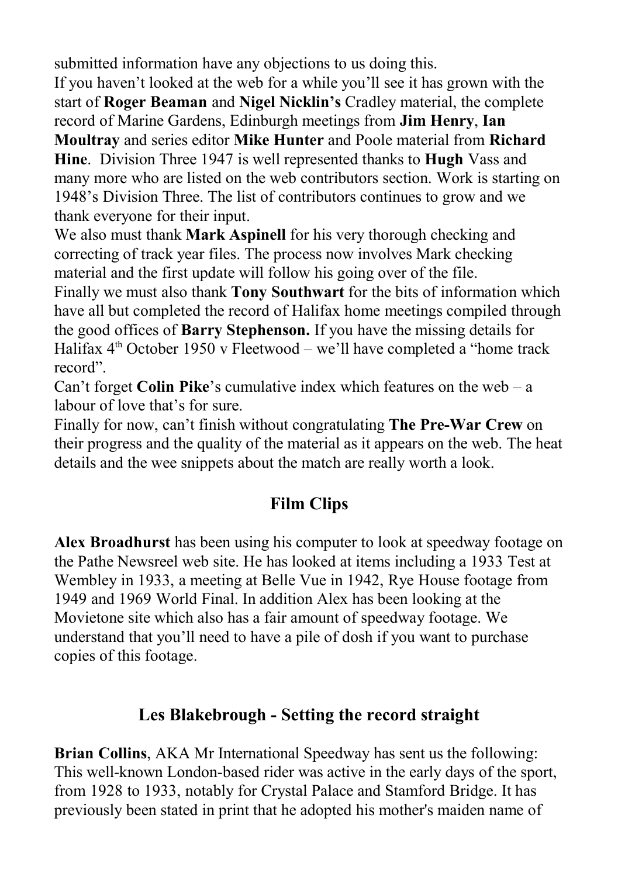submitted information have any objections to us doing this.

If you haven't looked at the web for a while you'll see it has grown with the start of **Roger Beaman** and **Nigel Nicklin's** Cradley material, the complete record of Marine Gardens, Edinburgh meetings from **Jim Henry**, **Ian Moultray** and series editor **Mike Hunter** and Poole material from **Richard Hine**. Division Three 1947 is well represented thanks to **Hugh** Vass and many more who are listed on the web contributors section. Work is starting on 1948's Division Three. The list of contributors continues to grow and we thank everyone for their input.

We also must thank **Mark Aspinell** for his very thorough checking and correcting of track year files. The process now involves Mark checking material and the first update will follow his going over of the file.

Finally we must also thank **Tony Southwart** for the bits of information which have all but completed the record of Halifax home meetings compiled through the good offices of **Barry Stephenson.** If you have the missing details for Halifax 4th October 1950 v Fleetwood – we'll have completed a "home track record".

Can't forget **Colin Pike**'s cumulative index which features on the web – a labour of love that's for sure.

Finally for now, can't finish without congratulating **The Pre-War Crew** on their progress and the quality of the material as it appears on the web. The heat details and the wee snippets about the match are really worth a look.

## Film Clips

**Alex Broadhurst** has been using his computer to look at speedway footage on the Pathe Newsreel web site. He has looked at items including a 1933 Test at Wembley in 1933, a meeting at Belle Vue in 1942, Rye House footage from 1949 and 1969 World Final. In addition Alex has been looking at the Movietone site which also has a fair amount of speedway footage. We understand that you'll need to have a pile of dosh if you want to purchase copies of this footage.

## Les Blakebrough - Setting the record straight

**Brian Collins**, AKA Mr International Speedway has sent us the following: This well-known London-based rider was active in the early days of the sport, from 1928 to 1933, notably for Crystal Palace and Stamford Bridge. It has previously been stated in print that he adopted his mother's maiden name of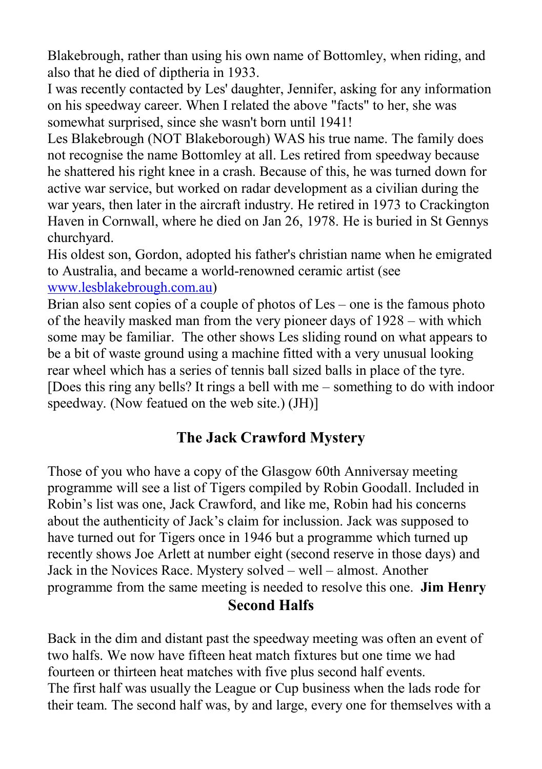Blakebrough, rather than using his own name of Bottomley, when riding, and also that he died of diptheria in 1933.

I was recently contacted by Les' daughter, Jennifer, asking for any information on his speedway career. When I related the above "facts" to her, she was somewhat surprised, since she wasn't born until 1941!

Les Blakebrough (NOT Blakeborough) WAS his true name. The family does not recognise the name Bottomley at all. Les retired from speedway because he shattered his right knee in a crash. Because of this, he was turned down for active war service, but worked on radar development as a civilian during the war years, then later in the aircraft industry. He retired in 1973 to Crackington Haven in Cornwall, where he died on Jan 26, 1978. He is buried in St Gennys churchyard.

His oldest son, Gordon, adopted his father's christian name when he emigrated to Australia, and became a world-renowned ceramic artist (see [www.lesblakebrough.com.au](http://www.lesblakebrough.com.au))

Brian also sent copies of a couple of photos of Les – one is the famous photo of the heavily masked man from the very pioneer days of 1928 – with which some may be familiar. The other shows Les sliding round on what appears to be a bit of waste ground using a machine fitted with a very unusual looking rear wheel which has a series of tennis ball sized balls in place of the tyre. [Does this ring any bells? It rings a bell with me – something to do with indoor speedway. (Now featued on the web site.) (JH)]

## The Jack Crawford Mystery

Those of you who have a copy of the Glasgow 60th Anniversay meeting programme will see a list of Tigers compiled by Robin Goodall. Included in Robin's list was one, Jack Crawford, and like me, Robin had his concerns about the authenticity of Jack's claim for inclussion. Jack was supposed to have turned out for Tigers once in 1946 but a programme which turned up recently shows Joe Arlett at number eight (second reserve in those days) and Jack in the Novices Race. Mystery solved – well – almost. Another programme from the same meeting is needed to resolve this one. **Jim Henry**

## Second Halfs

Back in the dim and distant past the speedway meeting was often an event of two halfs. We now have fifteen heat match fixtures but one time we had fourteen or thirteen heat matches with five plus second half events.

The first half was usually the League or Cup business when the lads rode for their team. The second half was, by and large, every one for themselves with a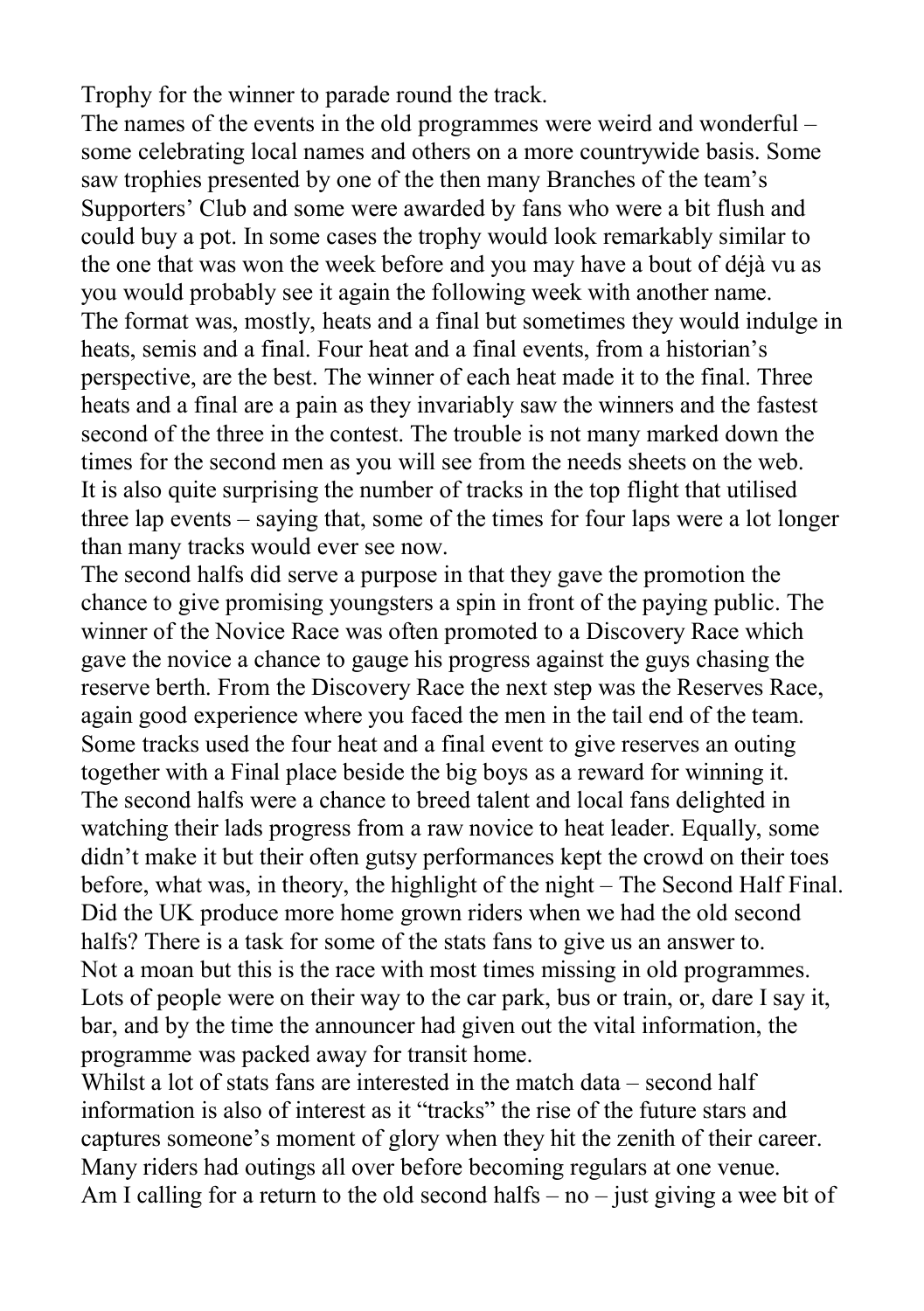Trophy for the winner to parade round the track.

The names of the events in the old programmes were weird and wonderful – some celebrating local names and others on a more countrywide basis. Some saw trophies presented by one of the then many Branches of the team's Supporters' Club and some were awarded by fans who were a bit flush and could buy a pot. In some cases the trophy would look remarkably similar to the one that was won the week before and you may have a bout of déjà vu as you would probably see it again the following week with another name.

The format was, mostly, heats and a final but sometimes they would indulge in heats, semis and a final. Four heat and a final events, from a historian's perspective, are the best. The winner of each heat made it to the final. Three heats and a final are a pain as they invariably saw the winners and the fastest second of the three in the contest. The trouble is not many marked down the times for the second men as you will see from the needs sheets on the web.

It is also quite surprising the number of tracks in the top flight that utilised three lap events – saying that, some of the times for four laps were a lot longer than many tracks would ever see now.

The second halfs did serve a purpose in that they gave the promotion the chance to give promising youngsters a spin in front of the paying public. The winner of the Novice Race was often promoted to a Discovery Race which gave the novice a chance to gauge his progress against the guys chasing the reserve berth. From the Discovery Race the next step was the Reserves Race, again good experience where you faced the men in the tail end of the team. Some tracks used the four heat and a final event to give reserves an outing together with a Final place beside the big boys as a reward for winning it.

The second halfs were a chance to breed talent and local fans delighted in watching their lads progress from a raw novice to heat leader. Equally, some didn't make it but their often gutsy performances kept the crowd on their toes before, what was, in theory, the highlight of the night – The Second Half Final.

Did the UK produce more home grown riders when we had the old second halfs? There is a task for some of the stats fans to give us an answer to.

Not a moan but this is the race with most times missing in old programmes. Lots of people were on their way to the car park, bus or train, or, dare I say it, bar, and by the time the announcer had given out the vital information, the programme was packed away for transit home.

Whilst a lot of stats fans are interested in the match data – second half information is also of interest as it "tracks" the rise of the future stars and captures someone's moment of glory when they hit the zenith of their career. Many riders had outings all over before becoming regulars at one venue.

Am I calling for a return to the old second halfs – no – just giving a wee bit of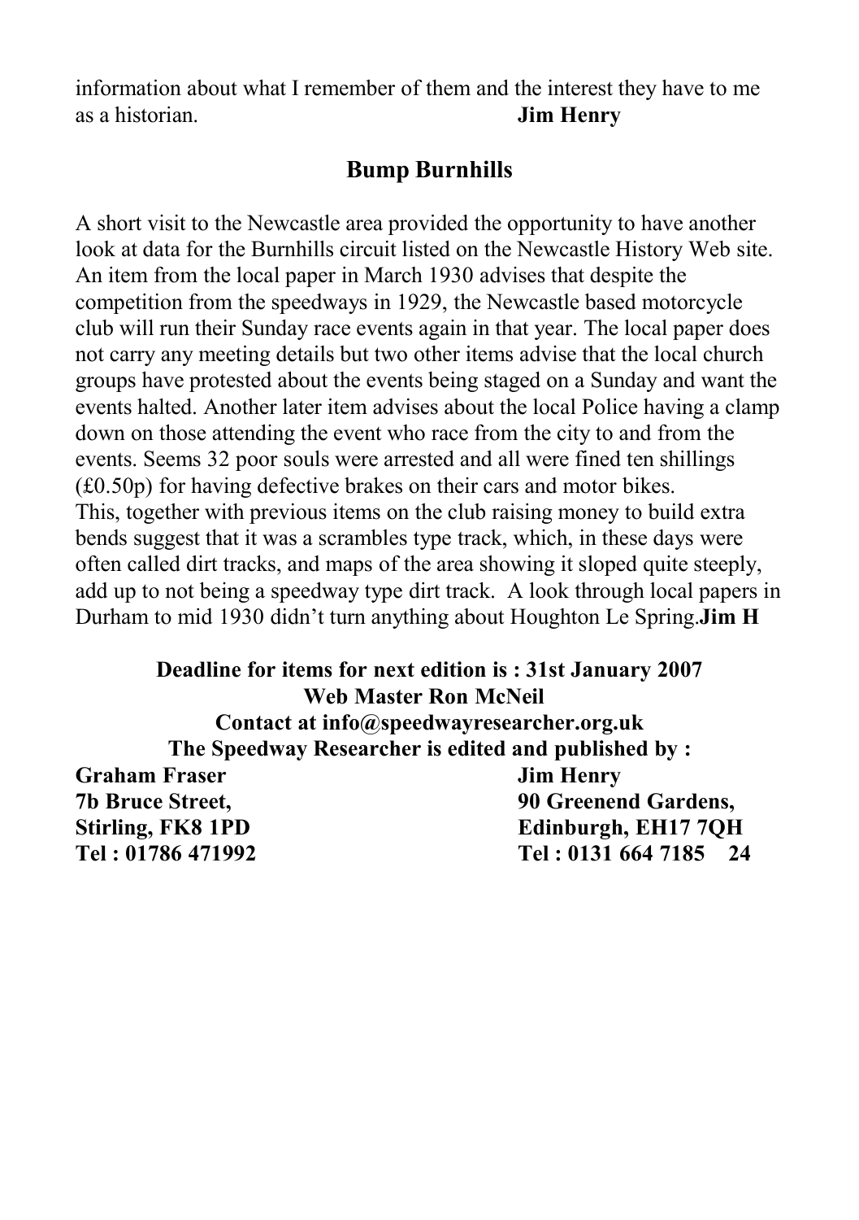information about what I remember of them and the interest they have to me as a historian. **Jim Henry**

## Bump Burnhills

A short visit to the Newcastle area provided the opportunity to have another look at data for the Burnhills circuit listed on the Newcastle History Web site. An item from the local paper in March 1930 advises that despite the competition from the speedways in 1929, the Newcastle based motorcycle club will run their Sunday race events again in that year. The local paper does not carry any meeting details but two other items advise that the local church groups have protested about the events being staged on a Sunday and want the events halted. Another later item advises about the local Police having a clamp down on those attending the event who race from the city to and from the events. Seems 32 poor souls were arrested and all were fined ten shillings (£0.50p) for having defective brakes on their cars and motor bikes.
This, together with previous items on the club raising money to build extra bends suggest that it was a scrambles type track, which, in these days were often called dirt tracks, and maps of the area showing it sloped quite steeply, add up to not being a speedway type dirt track. A look through local papers in Durham to mid 1930 didn't turn anything about Houghton Le Spring.**Jim H**

**Deadline for items for next edition is : 31st January 2007**
**Web Master Ron McNeil**
**Contact at info@speedwayresearcher.org.uk**
**The Speedway Researcher is edited and published by :**

**Graham Fraser**
**7b Bruce Street,**
**Stirling, FK8 1PD**
**Tel : 01786 471992**

**Jim Henry**
**90 Greenend Gardens,**
**Edinburgh, EH17 7QH**
**Tel : 0131 664 7185**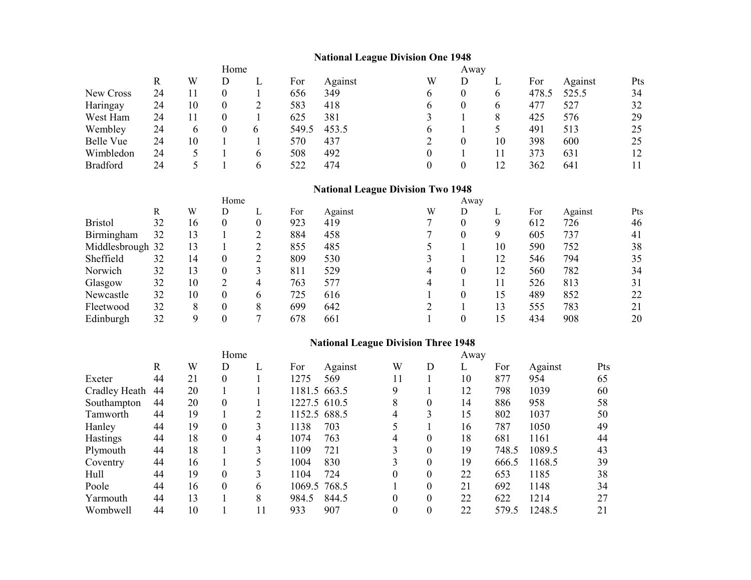## National League Division One 1948

| | | Home | | | | | Away | | | | | |
|---|---|---|---|---|---|---|---|---|---|---|---|---|
| | R | W | D | L | For | Against | W | D | L | For | Against | Pts |
| New Cross | 24 | 11 | 0 | 1 | 656 | 349 | 6 | 0 | 6 | 478.5 | 525.5 | 34 |
| Haringay | 24 | 10 | 0 | 2 | 583 | 418 | 6 | 0 | 6 | 477 | 527 | 32 |
| West Ham | 24 | 11 | 0 | 1 | 625 | 381 | 3 | 1 | 8 | 425 | 576 | 29 |
| Wembley | 24 | 6 | 0 | 6 | 549.5 | 453.5 | 6 | 1 | 5 | 491 | 513 | 25 |
| Belle Vue | 24 | 10 | 1 | 1 | 570 | 437 | 2 | 0 | 10 | 398 | 600 | 25 |
| Wimbledon | 24 | 5 | 1 | 6 | 508 | 492 | 0 | 1 | 11 | 373 | 631 | 12 |
| Bradford | 24 | 5 | 1 | 6 | 522 | 474 | 0 | 0 | 12 | 362 | 641 | 11 |

## National League Division Two 1948

| | | Home | | | | | Away | | | | | |
|---|---|---|---|---|---|---|---|---|---|---|---|---|
| | R | W | D | L | For | Against | W | D | L | For | Against | Pts |
| Bristol | 32 | 16 | 0 | 0 | 923 | 419 | 7 | 0 | 9 | 612 | 726 | 46 |
| Birmingham | 32 | 13 | 1 | 2 | 884 | 458 | 7 | 0 | 9 | 605 | 737 | 41 |
| Middlesbrough | 32 | 13 | 1 | 2 | 855 | 485 | 5 | 1 | 10 | 590 | 752 | 38 |
| Sheffield | 32 | 14 | 0 | 2 | 809 | 530 | 3 | 1 | 12 | 546 | 794 | 35 |
| Norwich | 32 | 13 | 0 | 3 | 811 | 529 | 4 | 0 | 12 | 560 | 782 | 34 |
| Glasgow | 32 | 10 | 2 | 4 | 763 | 577 | 4 | 1 | 11 | 526 | 813 | 31 |
| Newcastle | 32 | 10 | 0 | 6 | 725 | 616 | 1 | 0 | 15 | 489 | 852 | 22 |
| Fleetwood | 32 | 8 | 0 | 8 | 699 | 642 | 2 | 1 | 13 | 555 | 783 | 21 |
| Edinburgh | 32 | 9 | 0 | 7 | 678 | 661 | 1 | 0 | 15 | 434 | 908 | 20 |

## National League Division Three 1948

| | | Home | | | | | Away | | | | | |
|---|---|---|---|---|---|---|---|---|---|---|---|---|
| | R | W | D | L | For | Against | W | D | L | For | Against | Pts |
| Exeter | 44 | 21 | 0 | 1 | 1275 | 569 | 11 | 1 | 10 | 877 | 954 | 65 |
| Cradley Heath | 44 | 20 | 1 | 1 | 1181.5 | 663.5 | 9 | 1 | 12 | 798 | 1039 | 60 |
| Southampton | 44 | 20 | 0 | 1 | 1227.5 | 610.5 | 8 | 0 | 14 | 886 | 958 | 58 |
| Tamworth | 44 | 19 | 1 | 2 | 1152.5 | 688.5 | 4 | 3 | 15 | 802 | 1037 | 50 |
| Hanley | 44 | 19 | 0 | 3 | 1138 | 703 | 5 | 1 | 16 | 787 | 1050 | 49 |
| Hastings | 44 | 18 | 0 | 4 | 1074 | 763 | 4 | 0 | 18 | 681 | 1161 | 44 |
| Plymouth | 44 | 18 | 1 | 3 | 1109 | 721 | 3 | 0 | 19 | 748.5 | 1089.5 | 43 |
| Coventry | 44 | 16 | 1 | 5 | 1004 | 830 | 3 | 0 | 19 | 666.5 | 1168.5 | 39 |
| Hull | 44 | 19 | 0 | 3 | 1104 | 724 | 0 | 0 | 22 | 653 | 1185 | 38 |
| Poole | 44 | 16 | 0 | 6 | 1069.5 | 768.5 | 1 | 0 | 21 | 692 | 1148 | 34 |
| Yarmouth | 44 | 13 | 1 | 8 | 984.5 | 844.5 | 0 | 0 | 22 | 622 | 1214 | 27 |
| Wombwell | 44 | 10 | 1 | 11 | 933 | 907 | 0 | 0 | 22 | 579.5 | 1248.5 | 21 |